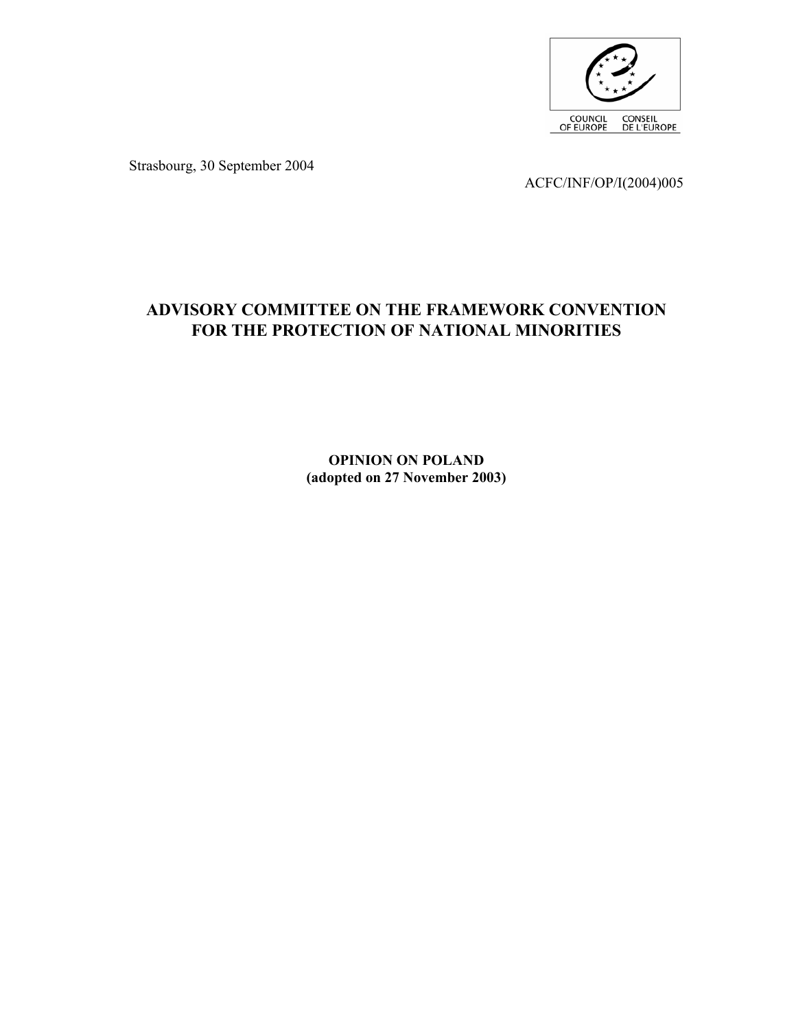COUNCIL OF EUROPE CONSEIL DE L'EUROPE

Strasbourg, 30 September 2004

ACFC/INF/OP/I(2004)005

# ADVISORY COMMITTEE ON THE FRAMEWORK CONVENTION FOR THE PROTECTION OF NATIONAL MINORITIES

**OPINION ON POLAND**
**(adopted on 27 November 2003)**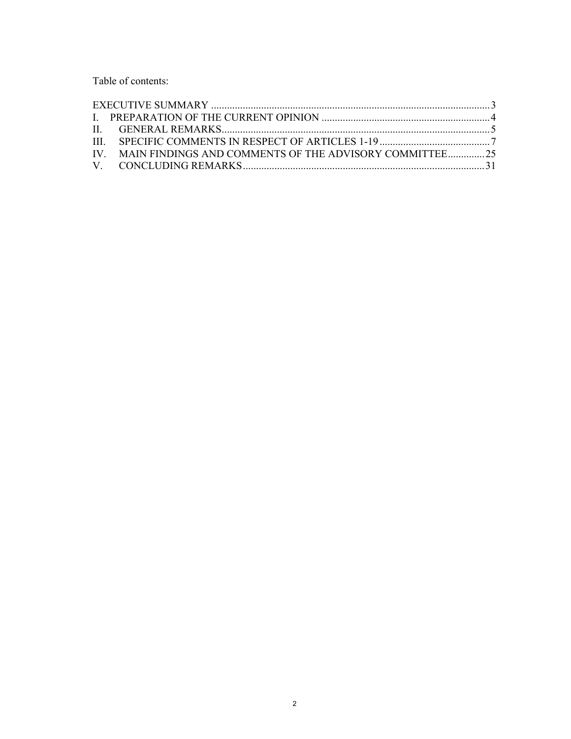Table of contents:

EXECUTIVE SUMMARY ............................................................................................................ 3
I. PREPARATION OF THE CURRENT OPINION ................................................................ 4
II. GENERAL REMARKS...................................................................................................... 5
III. SPECIFIC COMMENTS IN RESPECT OF ARTICLES 1-19 .......................................... 7
IV. MAIN FINDINGS AND COMMENTS OF THE ADVISORY COMMITTEE.............. 25
V. CONCLUDING REMARKS............................................................................................ 31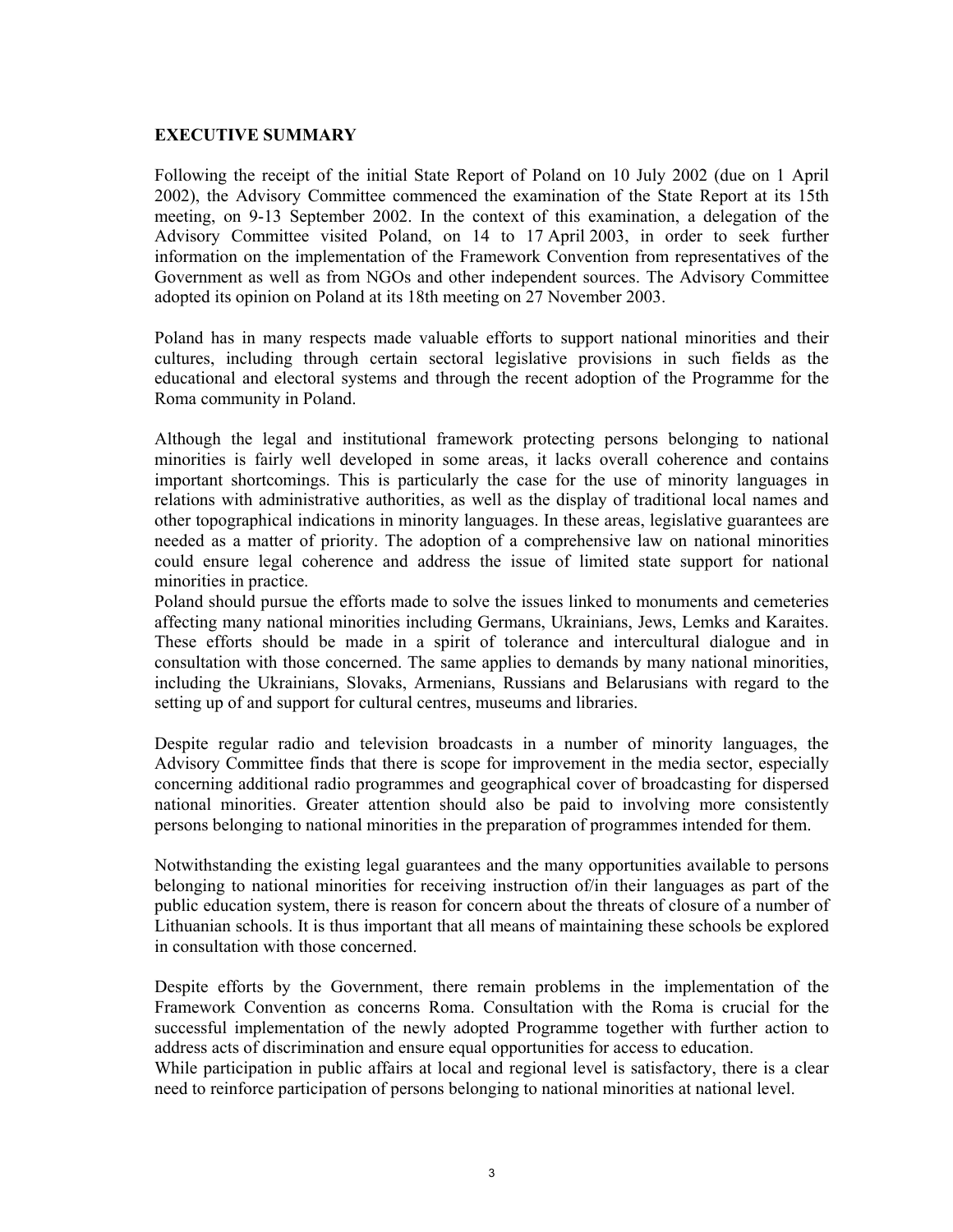## EXECUTIVE SUMMARY

Following the receipt of the initial State Report of Poland on 10 July 2002 (due on 1 April 2002), the Advisory Committee commenced the examination of the State Report at its 15th meeting, on 9-13 September 2002. In the context of this examination, a delegation of the Advisory Committee visited Poland, on 14 to 17 April 2003, in order to seek further information on the implementation of the Framework Convention from representatives of the Government as well as from NGOs and other independent sources. The Advisory Committee adopted its opinion on Poland at its 18th meeting on 27 November 2003.

Poland has in many respects made valuable efforts to support national minorities and their cultures, including through certain sectoral legislative provisions in such fields as the educational and electoral systems and through the recent adoption of the Programme for the Roma community in Poland.

Although the legal and institutional framework protecting persons belonging to national minorities is fairly well developed in some areas, it lacks overall coherence and contains important shortcomings. This is particularly the case for the use of minority languages in relations with administrative authorities, as well as the display of traditional local names and other topographical indications in minority languages. In these areas, legislative guarantees are needed as a matter of priority. The adoption of a comprehensive law on national minorities could ensure legal coherence and address the issue of limited state support for national minorities in practice.

Poland should pursue the efforts made to solve the issues linked to monuments and cemeteries affecting many national minorities including Germans, Ukrainians, Jews, Lemks and Karaites. These efforts should be made in a spirit of tolerance and intercultural dialogue and in consultation with those concerned. The same applies to demands by many national minorities, including the Ukrainians, Slovaks, Armenians, Russians and Belarusians with regard to the setting up of and support for cultural centres, museums and libraries.

Despite regular radio and television broadcasts in a number of minority languages, the Advisory Committee finds that there is scope for improvement in the media sector, especially concerning additional radio programmes and geographical cover of broadcasting for dispersed national minorities. Greater attention should also be paid to involving more consistently persons belonging to national minorities in the preparation of programmes intended for them.

Notwithstanding the existing legal guarantees and the many opportunities available to persons belonging to national minorities for receiving instruction of/in their languages as part of the public education system, there is reason for concern about the threats of closure of a number of Lithuanian schools. It is thus important that all means of maintaining these schools be explored in consultation with those concerned.

Despite efforts by the Government, there remain problems in the implementation of the Framework Convention as concerns Roma. Consultation with the Roma is crucial for the successful implementation of the newly adopted Programme together with further action to address acts of discrimination and ensure equal opportunities for access to education.

While participation in public affairs at local and regional level is satisfactory, there is a clear need to reinforce participation of persons belonging to national minorities at national level.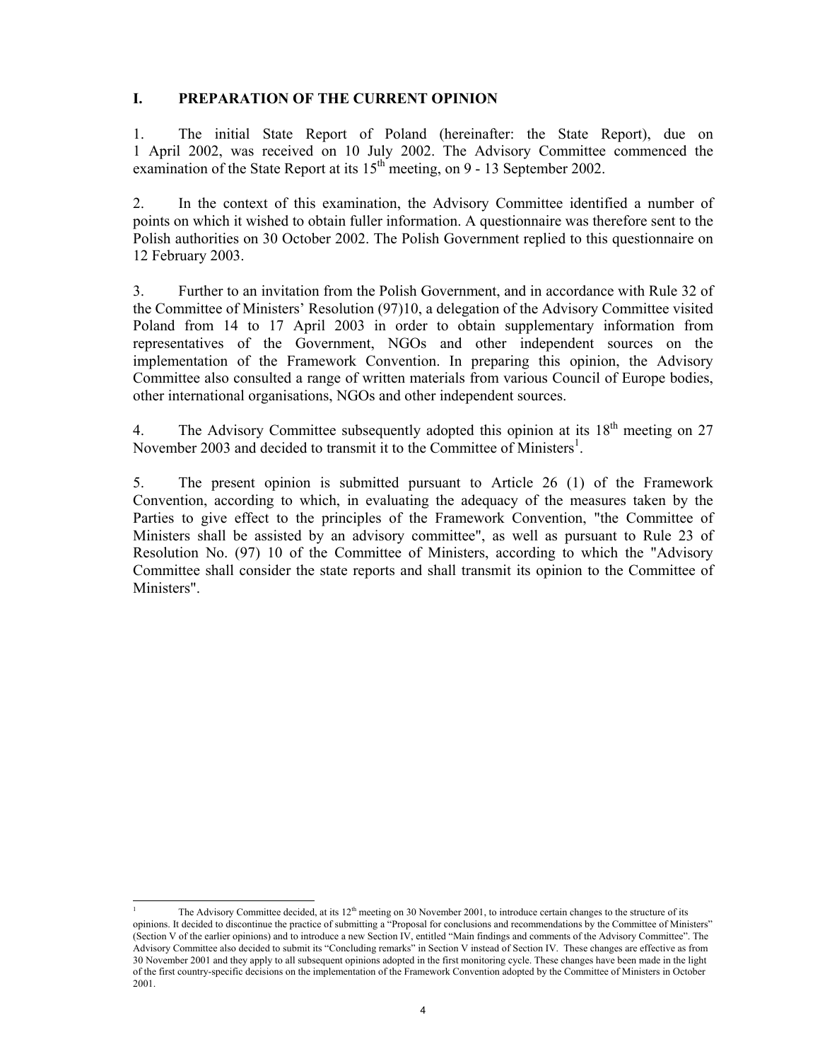## I. PREPARATION OF THE CURRENT OPINION

1. The initial State Report of Poland (hereinafter: the State Report), due on 1 April 2002, was received on 10 July 2002. The Advisory Committee commenced the examination of the State Report at its 15th meeting, on 9 - 13 September 2002.

2. In the context of this examination, the Advisory Committee identified a number of points on which it wished to obtain fuller information. A questionnaire was therefore sent to the Polish authorities on 30 October 2002. The Polish Government replied to this questionnaire on 12 February 2003.

3. Further to an invitation from the Polish Government, and in accordance with Rule 32 of the Committee of Ministers' Resolution (97)10, a delegation of the Advisory Committee visited Poland from 14 to 17 April 2003 in order to obtain supplementary information from representatives of the Government, NGOs and other independent sources on the implementation of the Framework Convention. In preparing this opinion, the Advisory Committee also consulted a range of written materials from various Council of Europe bodies, other international organisations, NGOs and other independent sources.

4. The Advisory Committee subsequently adopted this opinion at its 18th meeting on 27 November 2003 and decided to transmit it to the Committee of Ministers[1].

5. The present opinion is submitted pursuant to Article 26 (1) of the Framework Convention, according to which, in evaluating the adequacy of the measures taken by the Parties to give effect to the principles of the Framework Convention, "the Committee of Ministers shall be assisted by an advisory committee", as well as pursuant to Rule 23 of Resolution No. (97) 10 of the Committee of Ministers, according to which the "Advisory Committee shall consider the state reports and shall transmit its opinion to the Committee of Ministers".

---

[1] The Advisory Committee decided, at its 12th meeting on 30 November 2001, to introduce certain changes to the structure of its opinions. It decided to discontinue the practice of submitting a "Proposal for conclusions and recommendations by the Committee of Ministers" (Section V of the earlier opinions) and to introduce a new Section IV, entitled "Main findings and comments of the Advisory Committee". The Advisory Committee also decided to submit its "Concluding remarks" in Section V instead of Section IV. These changes are effective as from 30 November 2001 and they apply to all subsequent opinions adopted in the first monitoring cycle. These changes have been made in the light of the first country-specific decisions on the implementation of the Framework Convention adopted by the Committee of Ministers in October 2001.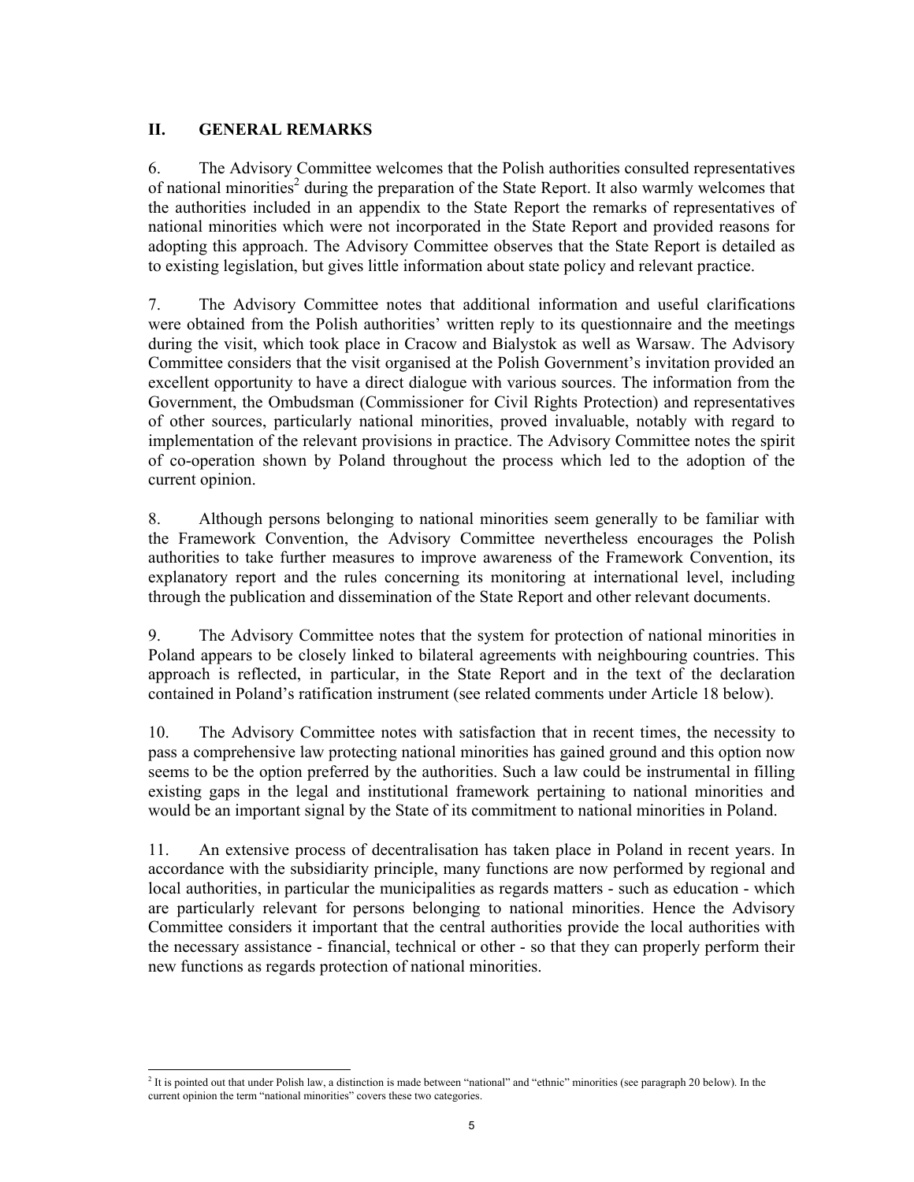## II. GENERAL REMARKS

6. The Advisory Committee welcomes that the Polish authorities consulted representatives of national minorities[2] during the preparation of the State Report. It also warmly welcomes that the authorities included in an appendix to the State Report the remarks of representatives of national minorities which were not incorporated in the State Report and provided reasons for adopting this approach. The Advisory Committee observes that the State Report is detailed as to existing legislation, but gives little information about state policy and relevant practice.

7. The Advisory Committee notes that additional information and useful clarifications were obtained from the Polish authorities' written reply to its questionnaire and the meetings during the visit, which took place in Cracow and Bialystok as well as Warsaw. The Advisory Committee considers that the visit organised at the Polish Government's invitation provided an excellent opportunity to have a direct dialogue with various sources. The information from the Government, the Ombudsman (Commissioner for Civil Rights Protection) and representatives of other sources, particularly national minorities, proved invaluable, notably with regard to implementation of the relevant provisions in practice. The Advisory Committee notes the spirit of co-operation shown by Poland throughout the process which led to the adoption of the current opinion.

8. Although persons belonging to national minorities seem generally to be familiar with the Framework Convention, the Advisory Committee nevertheless encourages the Polish authorities to take further measures to improve awareness of the Framework Convention, its explanatory report and the rules concerning its monitoring at international level, including through the publication and dissemination of the State Report and other relevant documents.

9. The Advisory Committee notes that the system for protection of national minorities in Poland appears to be closely linked to bilateral agreements with neighbouring countries. This approach is reflected, in particular, in the State Report and in the text of the declaration contained in Poland's ratification instrument (see related comments under Article 18 below).

10. The Advisory Committee notes with satisfaction that in recent times, the necessity to pass a comprehensive law protecting national minorities has gained ground and this option now seems to be the option preferred by the authorities. Such a law could be instrumental in filling existing gaps in the legal and institutional framework pertaining to national minorities and would be an important signal by the State of its commitment to national minorities in Poland.

11. An extensive process of decentralisation has taken place in Poland in recent years. In accordance with the subsidiarity principle, many functions are now performed by regional and local authorities, in particular the municipalities as regards matters - such as education - which are particularly relevant for persons belonging to national minorities. Hence the Advisory Committee considers it important that the central authorities provide the local authorities with the necessary assistance - financial, technical or other - so that they can properly perform their new functions as regards protection of national minorities.

---

[2] It is pointed out that under Polish law, a distinction is made between "national" and "ethnic" minorities (see paragraph 20 below). In the current opinion the term "national minorities" covers these two categories.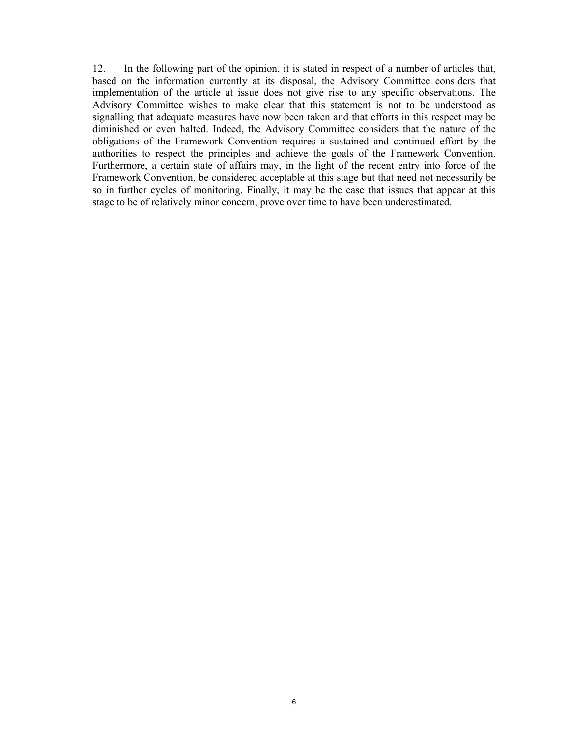12. In the following part of the opinion, it is stated in respect of a number of articles that, based on the information currently at its disposal, the Advisory Committee considers that implementation of the article at issue does not give rise to any specific observations. The Advisory Committee wishes to make clear that this statement is not to be understood as signalling that adequate measures have now been taken and that efforts in this respect may be diminished or even halted. Indeed, the Advisory Committee considers that the nature of the obligations of the Framework Convention requires a sustained and continued effort by the authorities to respect the principles and achieve the goals of the Framework Convention. Furthermore, a certain state of affairs may, in the light of the recent entry into force of the Framework Convention, be considered acceptable at this stage but that need not necessarily be so in further cycles of monitoring. Finally, it may be the case that issues that appear at this stage to be of relatively minor concern, prove over time to have been underestimated.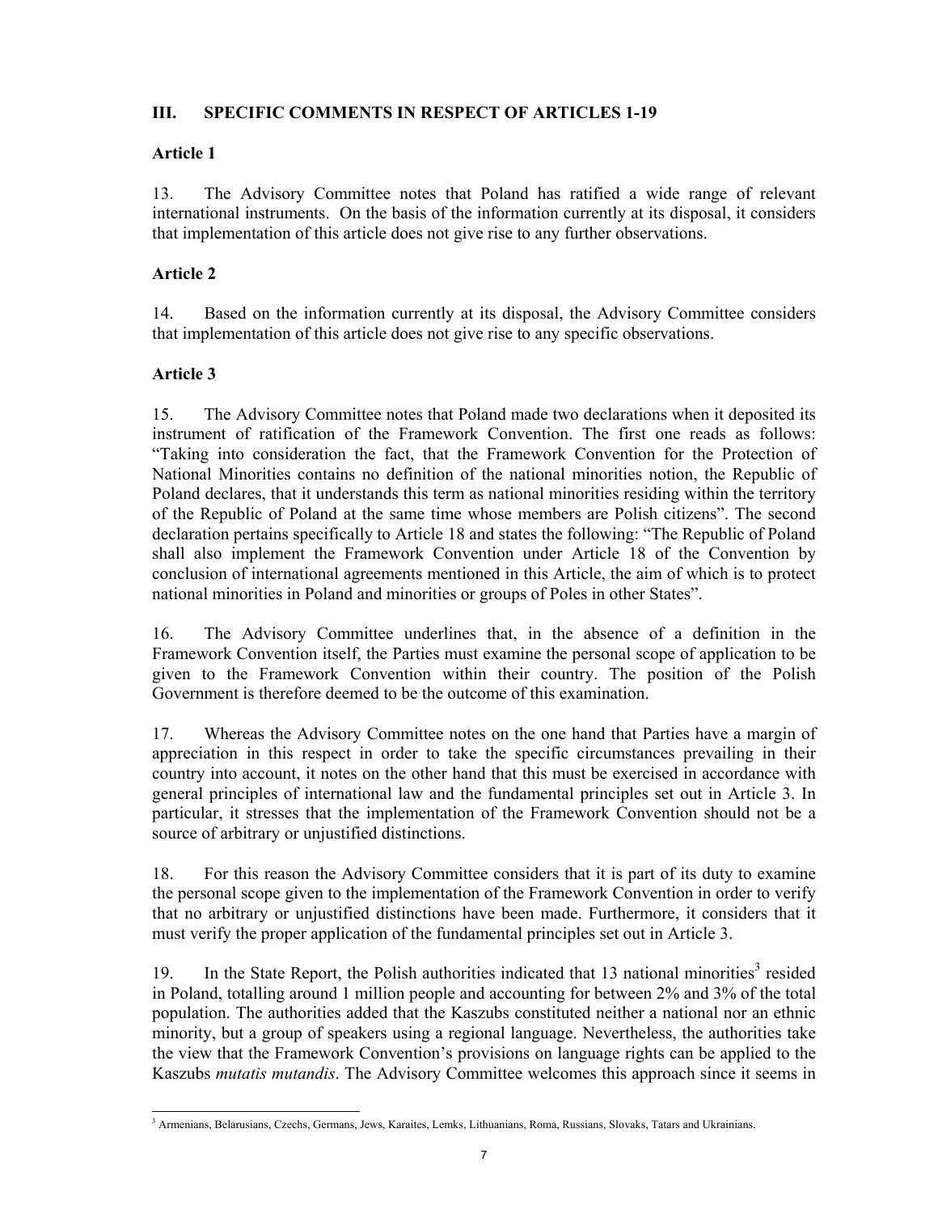## III. SPECIFIC COMMENTS IN RESPECT OF ARTICLES 1-19

### Article 1

13. The Advisory Committee notes that Poland has ratified a wide range of relevant international instruments. On the basis of the information currently at its disposal, it considers that implementation of this article does not give rise to any further observations.

### Article 2

14. Based on the information currently at its disposal, the Advisory Committee considers that implementation of this article does not give rise to any specific observations.

### Article 3

15. The Advisory Committee notes that Poland made two declarations when it deposited its instrument of ratification of the Framework Convention. The first one reads as follows: "Taking into consideration the fact, that the Framework Convention for the Protection of National Minorities contains no definition of the national minorities notion, the Republic of Poland declares, that it understands this term as national minorities residing within the territory of the Republic of Poland at the same time whose members are Polish citizens". The second declaration pertains specifically to Article 18 and states the following: "The Republic of Poland shall also implement the Framework Convention under Article 18 of the Convention by conclusion of international agreements mentioned in this Article, the aim of which is to protect national minorities in Poland and minorities or groups of Poles in other States".

16. The Advisory Committee underlines that, in the absence of a definition in the Framework Convention itself, the Parties must examine the personal scope of application to be given to the Framework Convention within their country. The position of the Polish Government is therefore deemed to be the outcome of this examination.

17. Whereas the Advisory Committee notes on the one hand that Parties have a margin of appreciation in this respect in order to take the specific circumstances prevailing in their country into account, it notes on the other hand that this must be exercised in accordance with general principles of international law and the fundamental principles set out in Article 3. In particular, it stresses that the implementation of the Framework Convention should not be a source of arbitrary or unjustified distinctions.

18. For this reason the Advisory Committee considers that it is part of its duty to examine the personal scope given to the implementation of the Framework Convention in order to verify that no arbitrary or unjustified distinctions have been made. Furthermore, it considers that it must verify the proper application of the fundamental principles set out in Article 3.

19. In the State Report, the Polish authorities indicated that 13 national minorities[3] resided in Poland, totalling around 1 million people and accounting for between 2% and 3% of the total population. The authorities added that the Kaszubs constituted neither a national nor an ethnic minority, but a group of speakers using a regional language. Nevertheless, the authorities take the view that the Framework Convention's provisions on language rights can be applied to the Kaszubs *mutatis mutandis*. The Advisory Committee welcomes this approach since it seems in

[3] Armenians, Belarusians, Czechs, Germans, Jews, Karaites, Lemks, Lithuanians, Roma, Russians, Slovaks, Tatars and Ukrainians.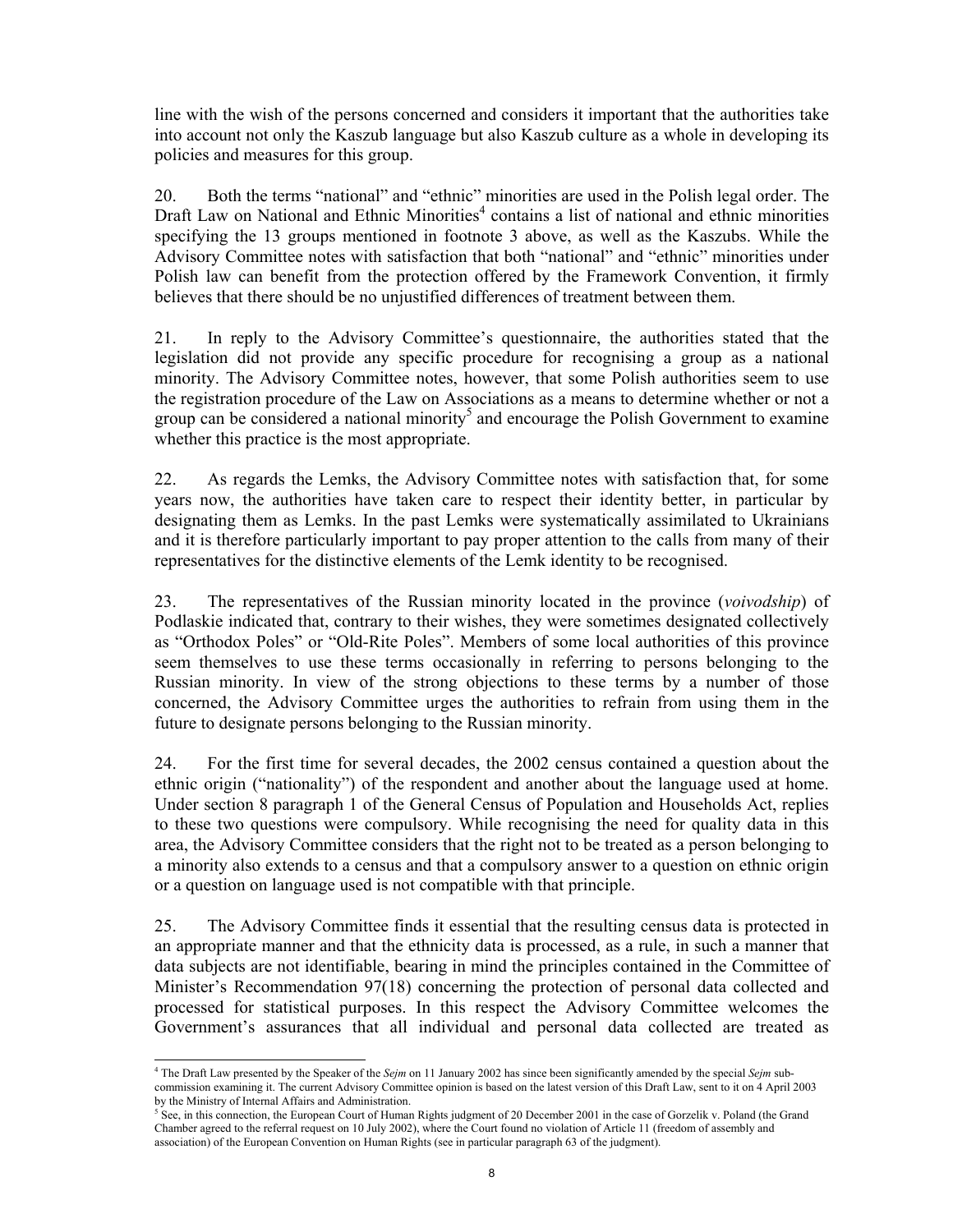line with the wish of the persons concerned and considers it important that the authorities take into account not only the Kaszub language but also Kaszub culture as a whole in developing its policies and measures for this group.

20. Both the terms "national" and "ethnic" minorities are used in the Polish legal order. The Draft Law on National and Ethnic Minorities[4] contains a list of national and ethnic minorities specifying the 13 groups mentioned in footnote 3 above, as well as the Kaszubs. While the Advisory Committee notes with satisfaction that both "national" and "ethnic" minorities under Polish law can benefit from the protection offered by the Framework Convention, it firmly believes that there should be no unjustified differences of treatment between them.

21. In reply to the Advisory Committee's questionnaire, the authorities stated that the legislation did not provide any specific procedure for recognising a group as a national minority. The Advisory Committee notes, however, that some Polish authorities seem to use the registration procedure of the Law on Associations as a means to determine whether or not a group can be considered a national minority[5] and encourage the Polish Government to examine whether this practice is the most appropriate.

22. As regards the Lemks, the Advisory Committee notes with satisfaction that, for some years now, the authorities have taken care to respect their identity better, in particular by designating them as Lemks. In the past Lemks were systematically assimilated to Ukrainians and it is therefore particularly important to pay proper attention to the calls from many of their representatives for the distinctive elements of the Lemk identity to be recognised.

23. The representatives of the Russian minority located in the province (*voivodship*) of Podlaskie indicated that, contrary to their wishes, they were sometimes designated collectively as "Orthodox Poles" or "Old-Rite Poles". Members of some local authorities of this province seem themselves to use these terms occasionally in referring to persons belonging to the Russian minority. In view of the strong objections to these terms by a number of those concerned, the Advisory Committee urges the authorities to refrain from using them in the future to designate persons belonging to the Russian minority.

24. For the first time for several decades, the 2002 census contained a question about the ethnic origin ("nationality") of the respondent and another about the language used at home. Under section 8 paragraph 1 of the General Census of Population and Households Act, replies to these two questions were compulsory. While recognising the need for quality data in this area, the Advisory Committee considers that the right not to be treated as a person belonging to a minority also extends to a census and that a compulsory answer to a question on ethnic origin or a question on language used is not compatible with that principle.

25. The Advisory Committee finds it essential that the resulting census data is protected in an appropriate manner and that the ethnicity data is processed, as a rule, in such a manner that data subjects are not identifiable, bearing in mind the principles contained in the Committee of Minister's Recommendation 97(18) concerning the protection of personal data collected and processed for statistical purposes. In this respect the Advisory Committee welcomes the Government's assurances that all individual and personal data collected are treated as

---

[4] The Draft Law presented by the Speaker of the *Sejm* on 11 January 2002 has since been significantly amended by the special *Sejm* sub-commission examining it. The current Advisory Committee opinion is based on the latest version of this Draft Law, sent to it on 4 April 2003 by the Ministry of Internal Affairs and Administration.

[5] See, in this connection, the European Court of Human Rights judgment of 20 December 2001 in the case of Gorzelik v. Poland (the Grand Chamber agreed to the referral request on 10 July 2002), where the Court found no violation of Article 11 (freedom of assembly and association) of the European Convention on Human Rights (see in particular paragraph 63 of the judgment).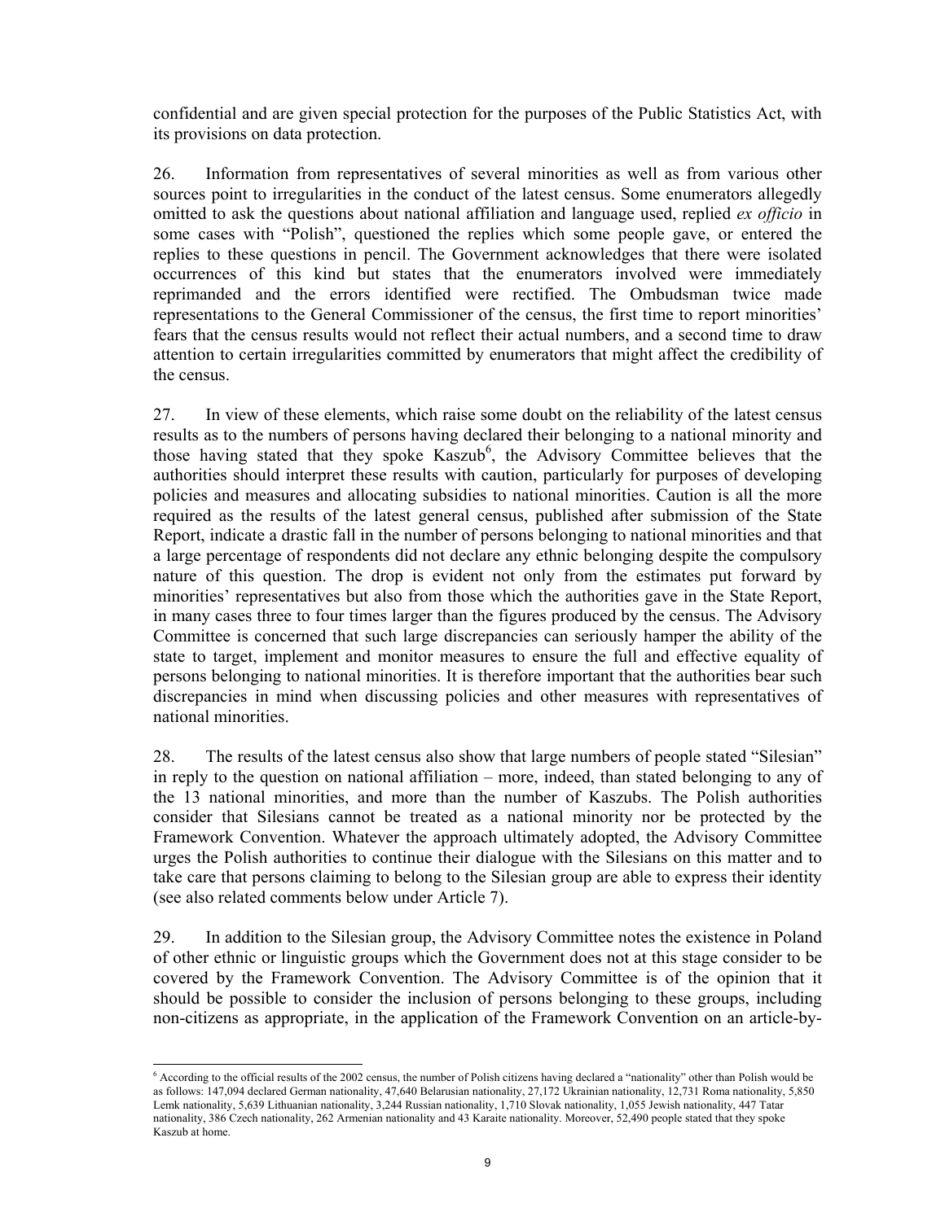confidential and are given special protection for the purposes of the Public Statistics Act, with its provisions on data protection.

26. Information from representatives of several minorities as well as from various other sources point to irregularities in the conduct of the latest census. Some enumerators allegedly omitted to ask the questions about national affiliation and language used, replied *ex officio* in some cases with "Polish", questioned the replies which some people gave, or entered the replies to these questions in pencil. The Government acknowledges that there were isolated occurrences of this kind but states that the enumerators involved were immediately reprimanded and the errors identified were rectified. The Ombudsman twice made representations to the General Commissioner of the census, the first time to report minorities' fears that the census results would not reflect their actual numbers, and a second time to draw attention to certain irregularities committed by enumerators that might affect the credibility of the census.

27. In view of these elements, which raise some doubt on the reliability of the latest census results as to the numbers of persons having declared their belonging to a national minority and those having stated that they spoke Kaszub[6], the Advisory Committee believes that the authorities should interpret these results with caution, particularly for purposes of developing policies and measures and allocating subsidies to national minorities. Caution is all the more required as the results of the latest general census, published after submission of the State Report, indicate a drastic fall in the number of persons belonging to national minorities and that a large percentage of respondents did not declare any ethnic belonging despite the compulsory nature of this question. The drop is evident not only from the estimates put forward by minorities' representatives but also from those which the authorities gave in the State Report, in many cases three to four times larger than the figures produced by the census. The Advisory Committee is concerned that such large discrepancies can seriously hamper the ability of the state to target, implement and monitor measures to ensure the full and effective equality of persons belonging to national minorities. It is therefore important that the authorities bear such discrepancies in mind when discussing policies and other measures with representatives of national minorities.

28. The results of the latest census also show that large numbers of people stated "Silesian" in reply to the question on national affiliation – more, indeed, than stated belonging to any of the 13 national minorities, and more than the number of Kaszubs. The Polish authorities consider that Silesians cannot be treated as a national minority nor be protected by the Framework Convention. Whatever the approach ultimately adopted, the Advisory Committee urges the Polish authorities to continue their dialogue with the Silesians on this matter and to take care that persons claiming to belong to the Silesian group are able to express their identity (see also related comments below under Article 7).

29. In addition to the Silesian group, the Advisory Committee notes the existence in Poland of other ethnic or linguistic groups which the Government does not at this stage consider to be covered by the Framework Convention. The Advisory Committee is of the opinion that it should be possible to consider the inclusion of persons belonging to these groups, including non-citizens as appropriate, in the application of the Framework Convention on an article-by-

[6] According to the official results of the 2002 census, the number of Polish citizens having declared a "nationality" other than Polish would be as follows: 147,094 declared German nationality, 47,640 Belarusian nationality, 27,172 Ukrainian nationality, 12,731 Roma nationality, 5,850 Lemk nationality, 5,639 Lithuanian nationality, 3,244 Russian nationality, 1,710 Slovak nationality, 1,055 Jewish nationality, 447 Tatar nationality, 386 Czech nationality, 262 Armenian nationality and 43 Karaite nationality. Moreover, 52,490 people stated that they spoke Kaszub at home.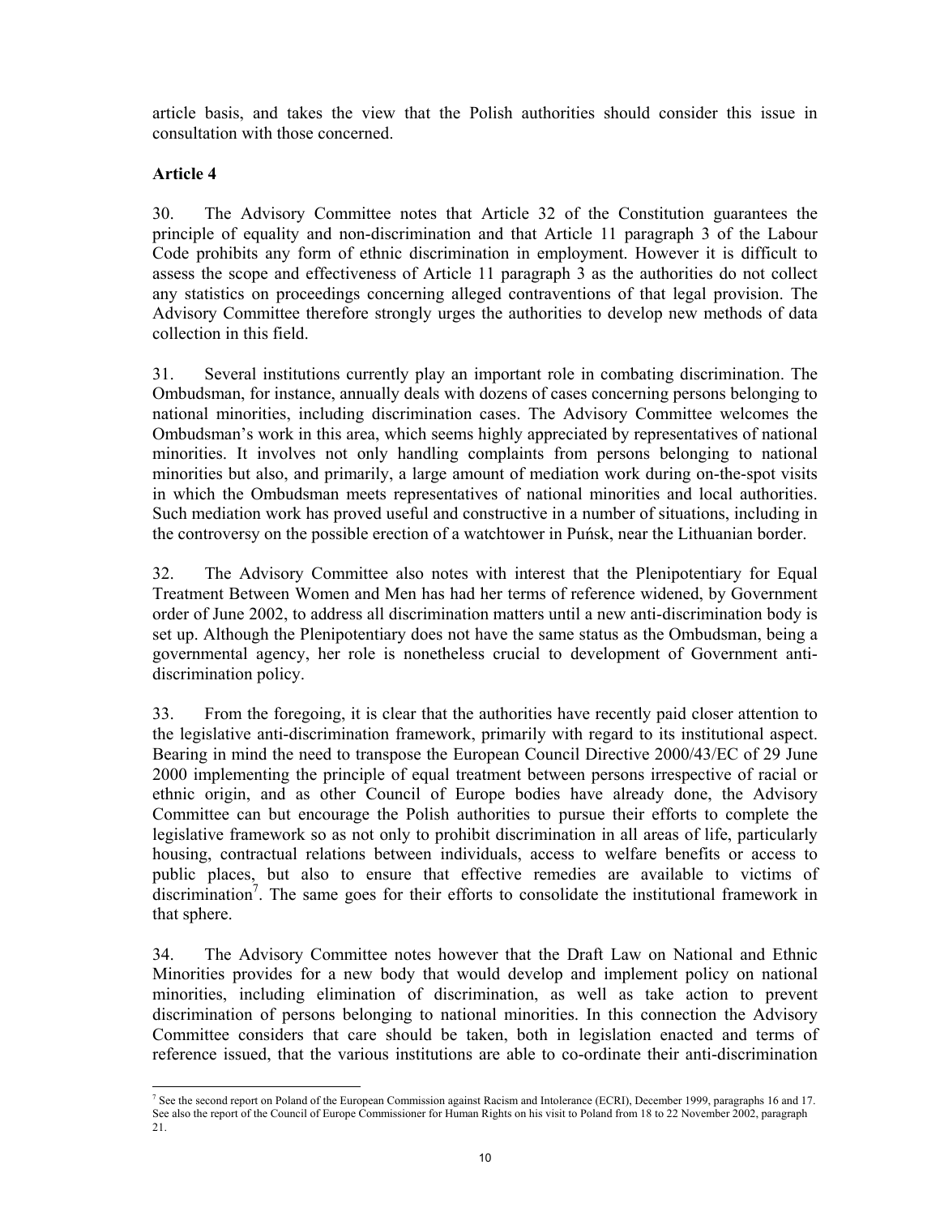article basis, and takes the view that the Polish authorities should consider this issue in consultation with those concerned.

**Article 4**

30. The Advisory Committee notes that Article 32 of the Constitution guarantees the principle of equality and non-discrimination and that Article 11 paragraph 3 of the Labour Code prohibits any form of ethnic discrimination in employment. However it is difficult to assess the scope and effectiveness of Article 11 paragraph 3 as the authorities do not collect any statistics on proceedings concerning alleged contraventions of that legal provision. The Advisory Committee therefore strongly urges the authorities to develop new methods of data collection in this field.

31. Several institutions currently play an important role in combating discrimination. The Ombudsman, for instance, annually deals with dozens of cases concerning persons belonging to national minorities, including discrimination cases. The Advisory Committee welcomes the Ombudsman's work in this area, which seems highly appreciated by representatives of national minorities. It involves not only handling complaints from persons belonging to national minorities but also, and primarily, a large amount of mediation work during on-the-spot visits in which the Ombudsman meets representatives of national minorities and local authorities. Such mediation work has proved useful and constructive in a number of situations, including in the controversy on the possible erection of a watchtower in Puńsk, near the Lithuanian border.

32. The Advisory Committee also notes with interest that the Plenipotentiary for Equal Treatment Between Women and Men has had her terms of reference widened, by Government order of June 2002, to address all discrimination matters until a new anti-discrimination body is set up. Although the Plenipotentiary does not have the same status as the Ombudsman, being a governmental agency, her role is nonetheless crucial to development of Government anti-discrimination policy.

33. From the foregoing, it is clear that the authorities have recently paid closer attention to the legislative anti-discrimination framework, primarily with regard to its institutional aspect. Bearing in mind the need to transpose the European Council Directive 2000/43/EC of 29 June 2000 implementing the principle of equal treatment between persons irrespective of racial or ethnic origin, and as other Council of Europe bodies have already done, the Advisory Committee can but encourage the Polish authorities to pursue their efforts to complete the legislative framework so as not only to prohibit discrimination in all areas of life, particularly housing, contractual relations between individuals, access to welfare benefits or access to public places, but also to ensure that effective remedies are available to victims of discrimination[7]. The same goes for their efforts to consolidate the institutional framework in that sphere.

34. The Advisory Committee notes however that the Draft Law on National and Ethnic Minorities provides for a new body that would develop and implement policy on national minorities, including elimination of discrimination, as well as take action to prevent discrimination of persons belonging to national minorities. In this connection the Advisory Committee considers that care should be taken, both in legislation enacted and terms of reference issued, that the various institutions are able to co-ordinate their anti-discrimination

[7] See the second report on Poland of the European Commission against Racism and Intolerance (ECRI), December 1999, paragraphs 16 and 17. See also the report of the Council of Europe Commissioner for Human Rights on his visit to Poland from 18 to 22 November 2002, paragraph 21.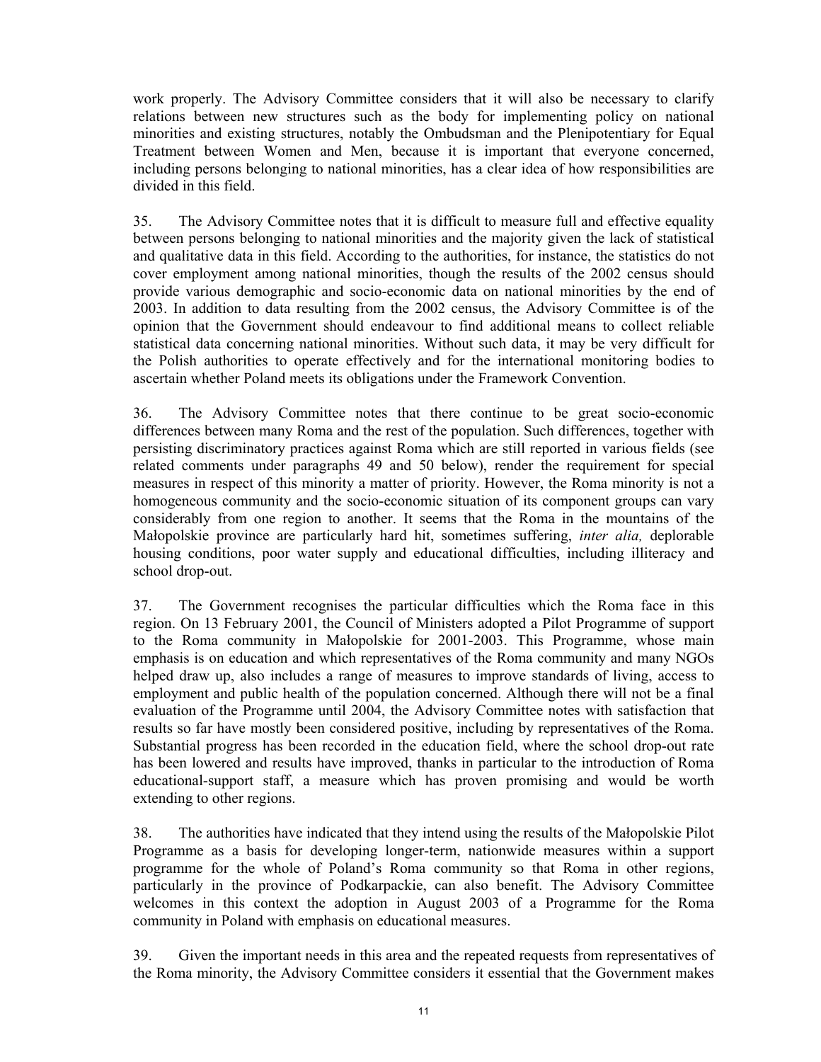work properly. The Advisory Committee considers that it will also be necessary to clarify relations between new structures such as the body for implementing policy on national minorities and existing structures, notably the Ombudsman and the Plenipotentiary for Equal Treatment between Women and Men, because it is important that everyone concerned, including persons belonging to national minorities, has a clear idea of how responsibilities are divided in this field.

35. The Advisory Committee notes that it is difficult to measure full and effective equality between persons belonging to national minorities and the majority given the lack of statistical and qualitative data in this field. According to the authorities, for instance, the statistics do not cover employment among national minorities, though the results of the 2002 census should provide various demographic and socio-economic data on national minorities by the end of 2003. In addition to data resulting from the 2002 census, the Advisory Committee is of the opinion that the Government should endeavour to find additional means to collect reliable statistical data concerning national minorities. Without such data, it may be very difficult for the Polish authorities to operate effectively and for the international monitoring bodies to ascertain whether Poland meets its obligations under the Framework Convention.

36. The Advisory Committee notes that there continue to be great socio-economic differences between many Roma and the rest of the population. Such differences, together with persisting discriminatory practices against Roma which are still reported in various fields (see related comments under paragraphs 49 and 50 below), render the requirement for special measures in respect of this minority a matter of priority. However, the Roma minority is not a homogeneous community and the socio-economic situation of its component groups can vary considerably from one region to another. It seems that the Roma in the mountains of the Małopolskie province are particularly hard hit, sometimes suffering, *inter alia,* deplorable housing conditions, poor water supply and educational difficulties, including illiteracy and school drop-out.

37. The Government recognises the particular difficulties which the Roma face in this region. On 13 February 2001, the Council of Ministers adopted a Pilot Programme of support to the Roma community in Małopolskie for 2001-2003. This Programme, whose main emphasis is on education and which representatives of the Roma community and many NGOs helped draw up, also includes a range of measures to improve standards of living, access to employment and public health of the population concerned. Although there will not be a final evaluation of the Programme until 2004, the Advisory Committee notes with satisfaction that results so far have mostly been considered positive, including by representatives of the Roma. Substantial progress has been recorded in the education field, where the school drop-out rate has been lowered and results have improved, thanks in particular to the introduction of Roma educational-support staff, a measure which has proven promising and would be worth extending to other regions.

38. The authorities have indicated that they intend using the results of the Małopolskie Pilot Programme as a basis for developing longer-term, nationwide measures within a support programme for the whole of Poland's Roma community so that Roma in other regions, particularly in the province of Podkarpackie, can also benefit. The Advisory Committee welcomes in this context the adoption in August 2003 of a Programme for the Roma community in Poland with emphasis on educational measures.

39. Given the important needs in this area and the repeated requests from representatives of the Roma minority, the Advisory Committee considers it essential that the Government makes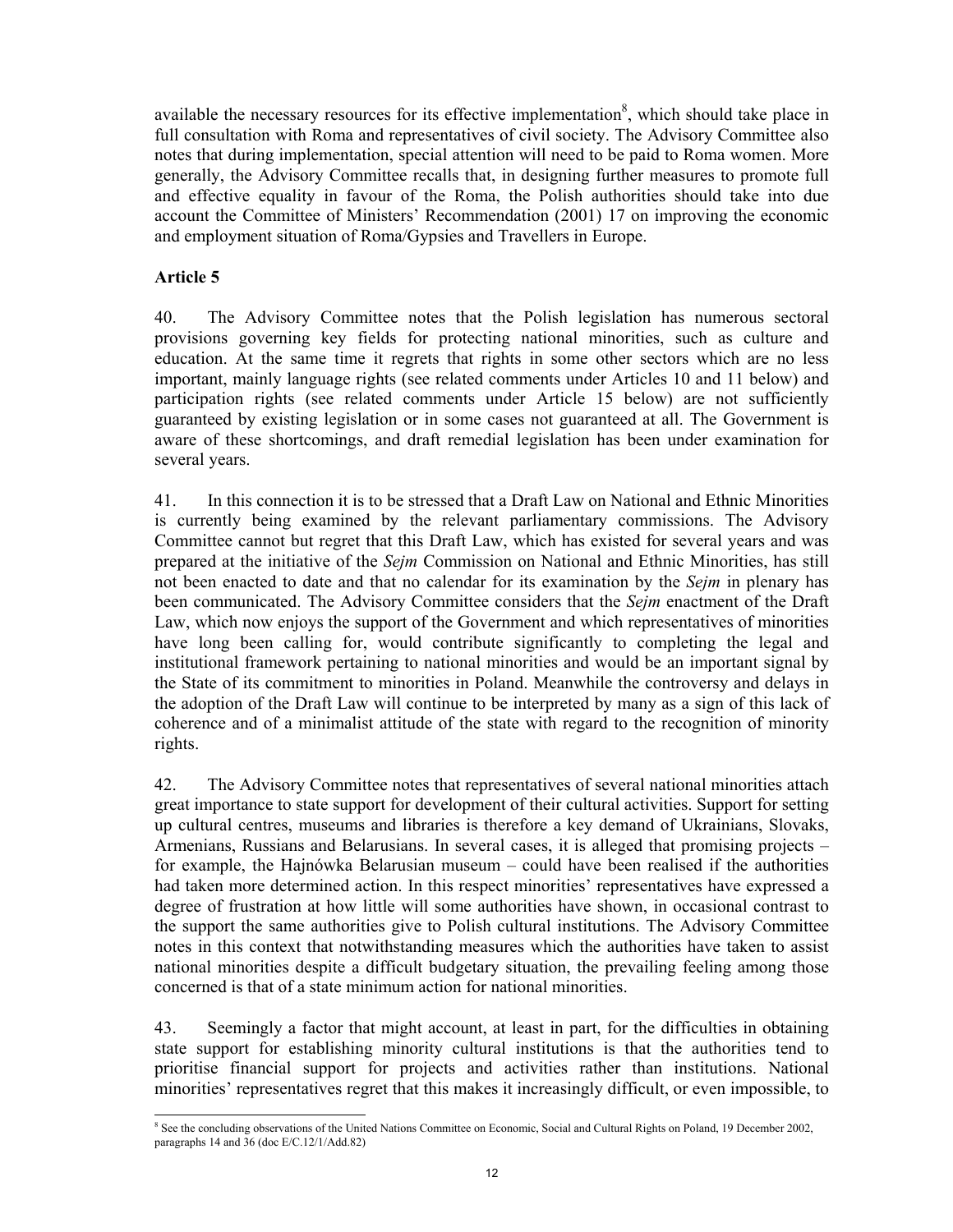available the necessary resources for its effective implementation[8], which should take place in full consultation with Roma and representatives of civil society. The Advisory Committee also notes that during implementation, special attention will need to be paid to Roma women. More generally, the Advisory Committee recalls that, in designing further measures to promote full and effective equality in favour of the Roma, the Polish authorities should take into due account the Committee of Ministers' Recommendation (2001) 17 on improving the economic and employment situation of Roma/Gypsies and Travellers in Europe.

**Article 5**

40. The Advisory Committee notes that the Polish legislation has numerous sectoral provisions governing key fields for protecting national minorities, such as culture and education. At the same time it regrets that rights in some other sectors which are no less important, mainly language rights (see related comments under Articles 10 and 11 below) and participation rights (see related comments under Article 15 below) are not sufficiently guaranteed by existing legislation or in some cases not guaranteed at all. The Government is aware of these shortcomings, and draft remedial legislation has been under examination for several years.

41. In this connection it is to be stressed that a Draft Law on National and Ethnic Minorities is currently being examined by the relevant parliamentary commissions. The Advisory Committee cannot but regret that this Draft Law, which has existed for several years and was prepared at the initiative of the *Sejm* Commission on National and Ethnic Minorities, has still not been enacted to date and that no calendar for its examination by the *Sejm* in plenary has been communicated. The Advisory Committee considers that the *Sejm* enactment of the Draft Law, which now enjoys the support of the Government and which representatives of minorities have long been calling for, would contribute significantly to completing the legal and institutional framework pertaining to national minorities and would be an important signal by the State of its commitment to minorities in Poland. Meanwhile the controversy and delays in the adoption of the Draft Law will continue to be interpreted by many as a sign of this lack of coherence and of a minimalist attitude of the state with regard to the recognition of minority rights.

42. The Advisory Committee notes that representatives of several national minorities attach great importance to state support for development of their cultural activities. Support for setting up cultural centres, museums and libraries is therefore a key demand of Ukrainians, Slovaks, Armenians, Russians and Belarusians. In several cases, it is alleged that promising projects – for example, the Hajnówka Belarusian museum – could have been realised if the authorities had taken more determined action. In this respect minorities' representatives have expressed a degree of frustration at how little will some authorities have shown, in occasional contrast to the support the same authorities give to Polish cultural institutions. The Advisory Committee notes in this context that notwithstanding measures which the authorities have taken to assist national minorities despite a difficult budgetary situation, the prevailing feeling among those concerned is that of a state minimum action for national minorities.

43. Seemingly a factor that might account, at least in part, for the difficulties in obtaining state support for establishing minority cultural institutions is that the authorities tend to prioritise financial support for projects and activities rather than institutions. National minorities' representatives regret that this makes it increasingly difficult, or even impossible, to

[8] See the concluding observations of the United Nations Committee on Economic, Social and Cultural Rights on Poland, 19 December 2002, paragraphs 14 and 36 (doc E/C.12/1/Add.82)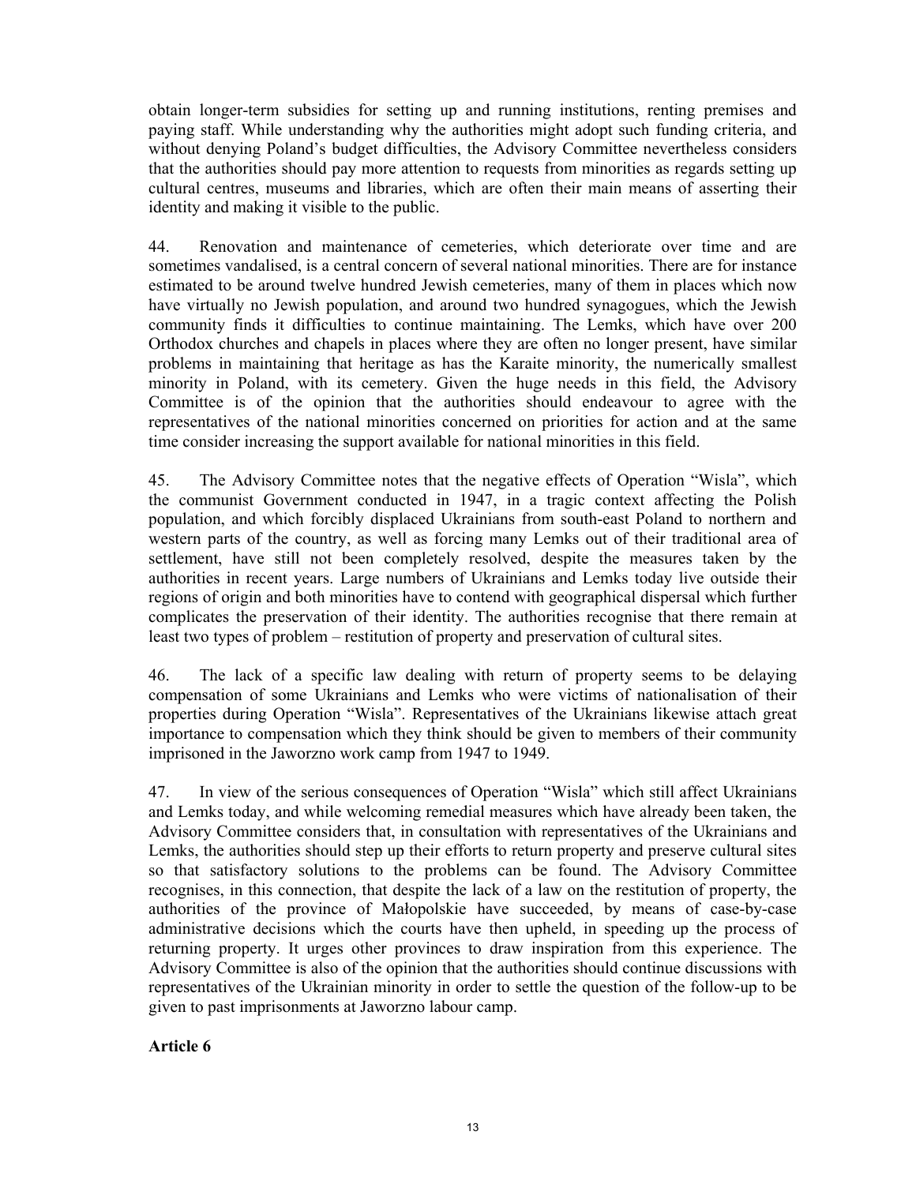obtain longer-term subsidies for setting up and running institutions, renting premises and paying staff. While understanding why the authorities might adopt such funding criteria, and without denying Poland's budget difficulties, the Advisory Committee nevertheless considers that the authorities should pay more attention to requests from minorities as regards setting up cultural centres, museums and libraries, which are often their main means of asserting their identity and making it visible to the public.

44. Renovation and maintenance of cemeteries, which deteriorate over time and are sometimes vandalised, is a central concern of several national minorities. There are for instance estimated to be around twelve hundred Jewish cemeteries, many of them in places which now have virtually no Jewish population, and around two hundred synagogues, which the Jewish community finds it difficulties to continue maintaining. The Lemks, which have over 200 Orthodox churches and chapels in places where they are often no longer present, have similar problems in maintaining that heritage as has the Karaite minority, the numerically smallest minority in Poland, with its cemetery. Given the huge needs in this field, the Advisory Committee is of the opinion that the authorities should endeavour to agree with the representatives of the national minorities concerned on priorities for action and at the same time consider increasing the support available for national minorities in this field.

45. The Advisory Committee notes that the negative effects of Operation "Wisla", which the communist Government conducted in 1947, in a tragic context affecting the Polish population, and which forcibly displaced Ukrainians from south-east Poland to northern and western parts of the country, as well as forcing many Lemks out of their traditional area of settlement, have still not been completely resolved, despite the measures taken by the authorities in recent years. Large numbers of Ukrainians and Lemks today live outside their regions of origin and both minorities have to contend with geographical dispersal which further complicates the preservation of their identity. The authorities recognise that there remain at least two types of problem – restitution of property and preservation of cultural sites.

46. The lack of a specific law dealing with return of property seems to be delaying compensation of some Ukrainians and Lemks who were victims of nationalisation of their properties during Operation "Wisla". Representatives of the Ukrainians likewise attach great importance to compensation which they think should be given to members of their community imprisoned in the Jaworzno work camp from 1947 to 1949.

47. In view of the serious consequences of Operation "Wisla" which still affect Ukrainians and Lemks today, and while welcoming remedial measures which have already been taken, the Advisory Committee considers that, in consultation with representatives of the Ukrainians and Lemks, the authorities should step up their efforts to return property and preserve cultural sites so that satisfactory solutions to the problems can be found. The Advisory Committee recognises, in this connection, that despite the lack of a law on the restitution of property, the authorities of the province of Małopolskie have succeeded, by means of case-by-case administrative decisions which the courts have then upheld, in speeding up the process of returning property. It urges other provinces to draw inspiration from this experience. The Advisory Committee is also of the opinion that the authorities should continue discussions with representatives of the Ukrainian minority in order to settle the question of the follow-up to be given to past imprisonments at Jaworzno labour camp.

**Article 6**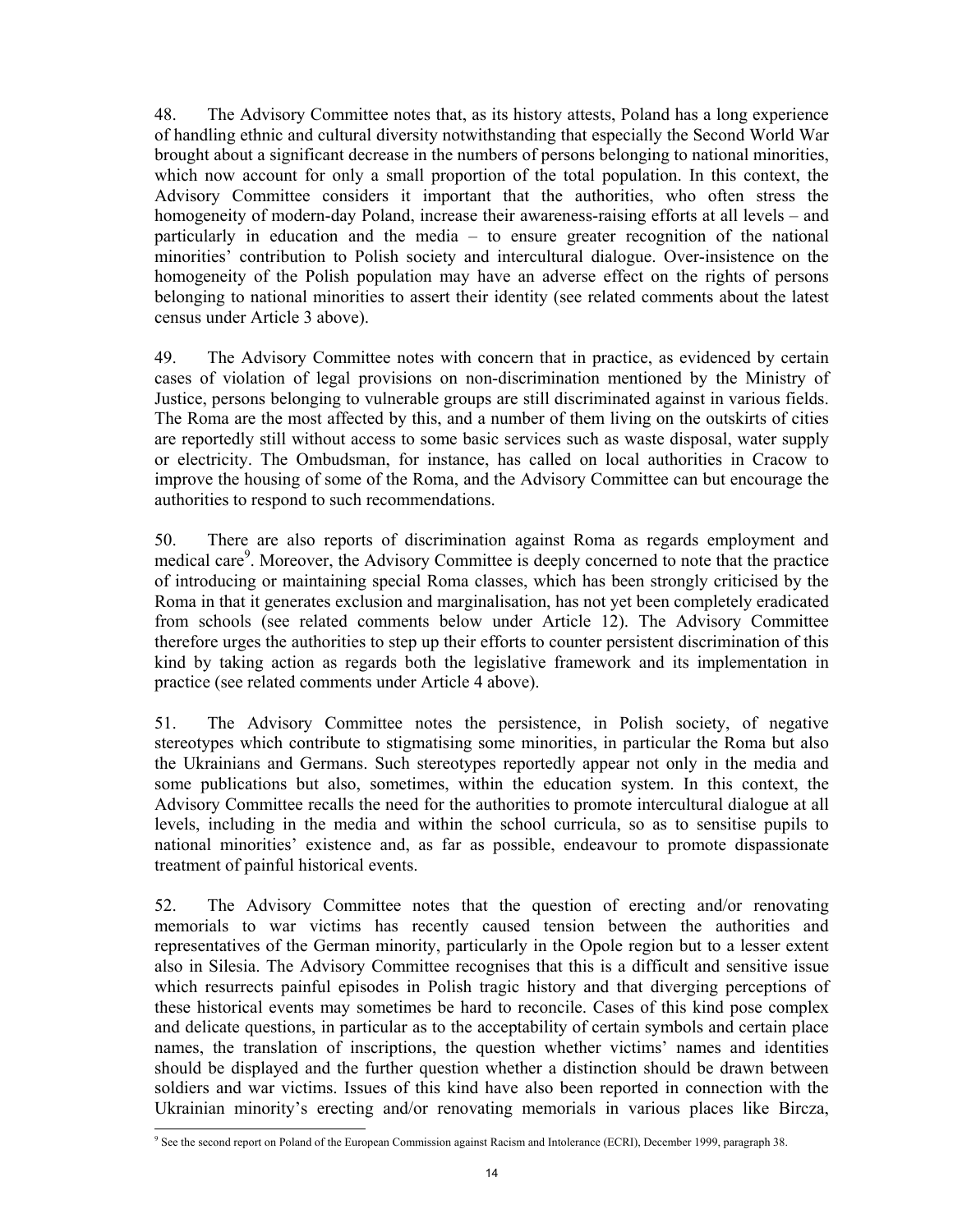48. The Advisory Committee notes that, as its history attests, Poland has a long experience of handling ethnic and cultural diversity notwithstanding that especially the Second World War brought about a significant decrease in the numbers of persons belonging to national minorities, which now account for only a small proportion of the total population. In this context, the Advisory Committee considers it important that the authorities, who often stress the homogeneity of modern-day Poland, increase their awareness-raising efforts at all levels – and particularly in education and the media – to ensure greater recognition of the national minorities' contribution to Polish society and intercultural dialogue. Over-insistence on the homogeneity of the Polish population may have an adverse effect on the rights of persons belonging to national minorities to assert their identity (see related comments about the latest census under Article 3 above).

49. The Advisory Committee notes with concern that in practice, as evidenced by certain cases of violation of legal provisions on non-discrimination mentioned by the Ministry of Justice, persons belonging to vulnerable groups are still discriminated against in various fields. The Roma are the most affected by this, and a number of them living on the outskirts of cities are reportedly still without access to some basic services such as waste disposal, water supply or electricity. The Ombudsman, for instance, has called on local authorities in Cracow to improve the housing of some of the Roma, and the Advisory Committee can but encourage the authorities to respond to such recommendations.

50. There are also reports of discrimination against Roma as regards employment and medical care[9]. Moreover, the Advisory Committee is deeply concerned to note that the practice of introducing or maintaining special Roma classes, which has been strongly criticised by the Roma in that it generates exclusion and marginalisation, has not yet been completely eradicated from schools (see related comments below under Article 12). The Advisory Committee therefore urges the authorities to step up their efforts to counter persistent discrimination of this kind by taking action as regards both the legislative framework and its implementation in practice (see related comments under Article 4 above).

51. The Advisory Committee notes the persistence, in Polish society, of negative stereotypes which contribute to stigmatising some minorities, in particular the Roma but also the Ukrainians and Germans. Such stereotypes reportedly appear not only in the media and some publications but also, sometimes, within the education system. In this context, the Advisory Committee recalls the need for the authorities to promote intercultural dialogue at all levels, including in the media and within the school curricula, so as to sensitise pupils to national minorities' existence and, as far as possible, endeavour to promote dispassionate treatment of painful historical events.

52. The Advisory Committee notes that the question of erecting and/or renovating memorials to war victims has recently caused tension between the authorities and representatives of the German minority, particularly in the Opole region but to a lesser extent also in Silesia. The Advisory Committee recognises that this is a difficult and sensitive issue which resurrects painful episodes in Polish tragic history and that diverging perceptions of these historical events may sometimes be hard to reconcile. Cases of this kind pose complex and delicate questions, in particular as to the acceptability of certain symbols and certain place names, the translation of inscriptions, the question whether victims' names and identities should be displayed and the further question whether a distinction should be drawn between soldiers and war victims. Issues of this kind have also been reported in connection with the Ukrainian minority's erecting and/or renovating memorials in various places like Bircza,

[9] See the second report on Poland of the European Commission against Racism and Intolerance (ECRI), December 1999, paragraph 38.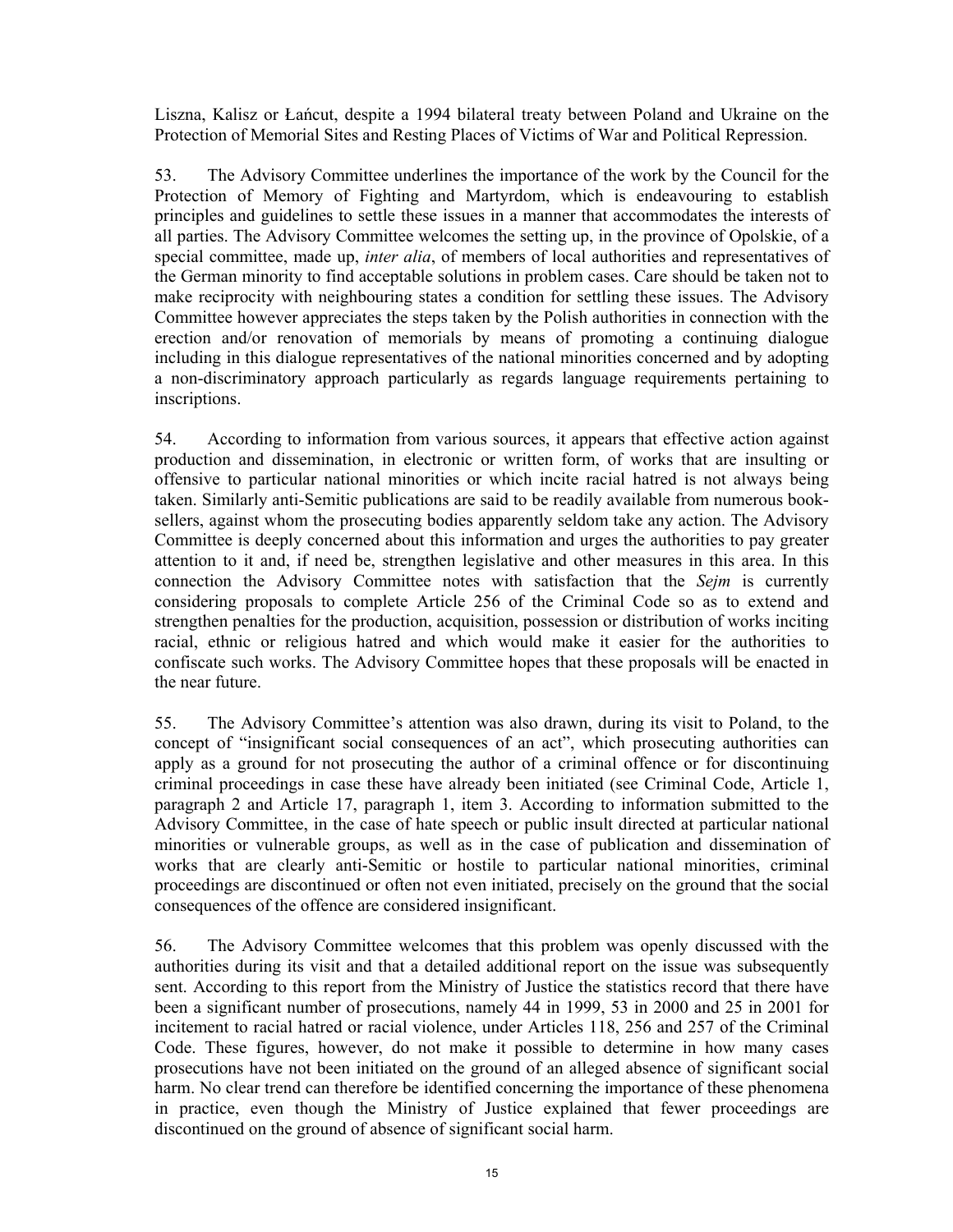Liszna, Kalisz or Łańcut, despite a 1994 bilateral treaty between Poland and Ukraine on the Protection of Memorial Sites and Resting Places of Victims of War and Political Repression.

53. The Advisory Committee underlines the importance of the work by the Council for the Protection of Memory of Fighting and Martyrdom, which is endeavouring to establish principles and guidelines to settle these issues in a manner that accommodates the interests of all parties. The Advisory Committee welcomes the setting up, in the province of Opolskie, of a special committee, made up, *inter alia*, of members of local authorities and representatives of the German minority to find acceptable solutions in problem cases. Care should be taken not to make reciprocity with neighbouring states a condition for settling these issues. The Advisory Committee however appreciates the steps taken by the Polish authorities in connection with the erection and/or renovation of memorials by means of promoting a continuing dialogue including in this dialogue representatives of the national minorities concerned and by adopting a non-discriminatory approach particularly as regards language requirements pertaining to inscriptions.

54. According to information from various sources, it appears that effective action against production and dissemination, in electronic or written form, of works that are insulting or offensive to particular national minorities or which incite racial hatred is not always being taken. Similarly anti-Semitic publications are said to be readily available from numerous book-sellers, against whom the prosecuting bodies apparently seldom take any action. The Advisory Committee is deeply concerned about this information and urges the authorities to pay greater attention to it and, if need be, strengthen legislative and other measures in this area. In this connection the Advisory Committee notes with satisfaction that the *Sejm* is currently considering proposals to complete Article 256 of the Criminal Code so as to extend and strengthen penalties for the production, acquisition, possession or distribution of works inciting racial, ethnic or religious hatred and which would make it easier for the authorities to confiscate such works. The Advisory Committee hopes that these proposals will be enacted in the near future.

55. The Advisory Committee's attention was also drawn, during its visit to Poland, to the concept of "insignificant social consequences of an act", which prosecuting authorities can apply as a ground for not prosecuting the author of a criminal offence or for discontinuing criminal proceedings in case these have already been initiated (see Criminal Code, Article 1, paragraph 2 and Article 17, paragraph 1, item 3. According to information submitted to the Advisory Committee, in the case of hate speech or public insult directed at particular national minorities or vulnerable groups, as well as in the case of publication and dissemination of works that are clearly anti-Semitic or hostile to particular national minorities, criminal proceedings are discontinued or often not even initiated, precisely on the ground that the social consequences of the offence are considered insignificant.

56. The Advisory Committee welcomes that this problem was openly discussed with the authorities during its visit and that a detailed additional report on the issue was subsequently sent. According to this report from the Ministry of Justice the statistics record that there have been a significant number of prosecutions, namely 44 in 1999, 53 in 2000 and 25 in 2001 for incitement to racial hatred or racial violence, under Articles 118, 256 and 257 of the Criminal Code. These figures, however, do not make it possible to determine in how many cases prosecutions have not been initiated on the ground of an alleged absence of significant social harm. No clear trend can therefore be identified concerning the importance of these phenomena in practice, even though the Ministry of Justice explained that fewer proceedings are discontinued on the ground of absence of significant social harm.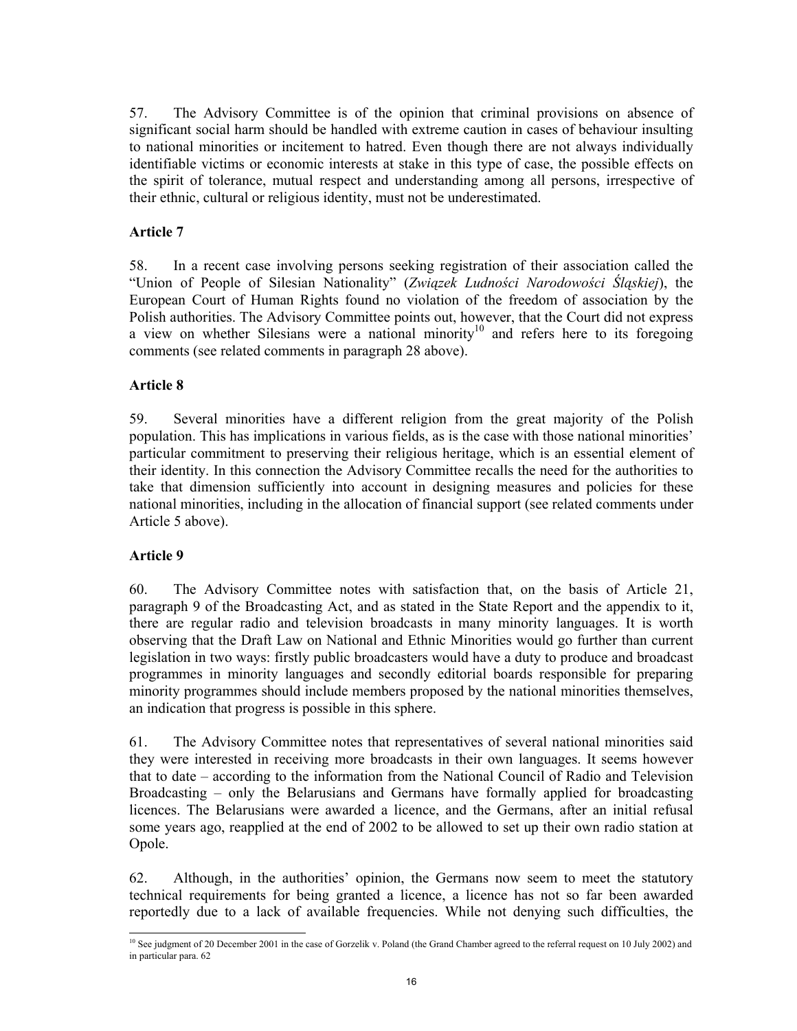57. The Advisory Committee is of the opinion that criminal provisions on absence of significant social harm should be handled with extreme caution in cases of behaviour insulting to national minorities or incitement to hatred. Even though there are not always individually identifiable victims or economic interests at stake in this type of case, the possible effects on the spirit of tolerance, mutual respect and understanding among all persons, irrespective of their ethnic, cultural or religious identity, must not be underestimated.

**Article 7**

58. In a recent case involving persons seeking registration of their association called the "Union of People of Silesian Nationality" (*Związek Ludności Narodowości Śląskiej*), the European Court of Human Rights found no violation of the freedom of association by the Polish authorities. The Advisory Committee points out, however, that the Court did not express a view on whether Silesians were a national minority[10] and refers here to its foregoing comments (see related comments in paragraph 28 above).

**Article 8**

59. Several minorities have a different religion from the great majority of the Polish population. This has implications in various fields, as is the case with those national minorities' particular commitment to preserving their religious heritage, which is an essential element of their identity. In this connection the Advisory Committee recalls the need for the authorities to take that dimension sufficiently into account in designing measures and policies for these national minorities, including in the allocation of financial support (see related comments under Article 5 above).

**Article 9**

60. The Advisory Committee notes with satisfaction that, on the basis of Article 21, paragraph 9 of the Broadcasting Act, and as stated in the State Report and the appendix to it, there are regular radio and television broadcasts in many minority languages. It is worth observing that the Draft Law on National and Ethnic Minorities would go further than current legislation in two ways: firstly public broadcasters would have a duty to produce and broadcast programmes in minority languages and secondly editorial boards responsible for preparing minority programmes should include members proposed by the national minorities themselves, an indication that progress is possible in this sphere.

61. The Advisory Committee notes that representatives of several national minorities said they were interested in receiving more broadcasts in their own languages. It seems however that to date – according to the information from the National Council of Radio and Television Broadcasting – only the Belarusians and Germans have formally applied for broadcasting licences. The Belarusians were awarded a licence, and the Germans, after an initial refusal some years ago, reapplied at the end of 2002 to be allowed to set up their own radio station at Opole.

62. Although, in the authorities' opinion, the Germans now seem to meet the statutory technical requirements for being granted a licence, a licence has not so far been awarded reportedly due to a lack of available frequencies. While not denying such difficulties, the

---

[10] See judgment of 20 December 2001 in the case of Gorzelik v. Poland (the Grand Chamber agreed to the referral request on 10 July 2002) and in particular para. 62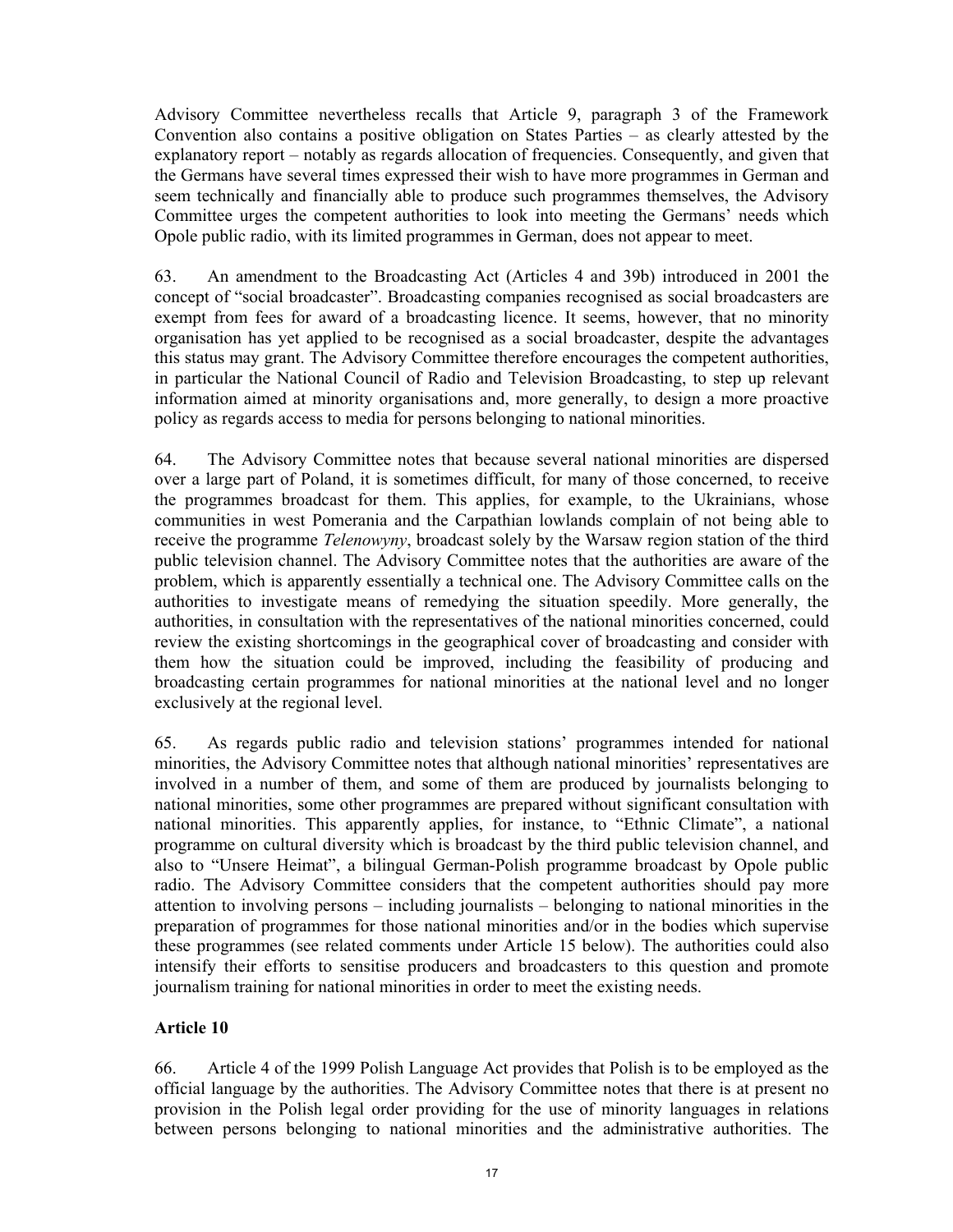Advisory Committee nevertheless recalls that Article 9, paragraph 3 of the Framework Convention also contains a positive obligation on States Parties – as clearly attested by the explanatory report – notably as regards allocation of frequencies. Consequently, and given that the Germans have several times expressed their wish to have more programmes in German and seem technically and financially able to produce such programmes themselves, the Advisory Committee urges the competent authorities to look into meeting the Germans' needs which Opole public radio, with its limited programmes in German, does not appear to meet.

63. An amendment to the Broadcasting Act (Articles 4 and 39b) introduced in 2001 the concept of "social broadcaster". Broadcasting companies recognised as social broadcasters are exempt from fees for award of a broadcasting licence. It seems, however, that no minority organisation has yet applied to be recognised as a social broadcaster, despite the advantages this status may grant. The Advisory Committee therefore encourages the competent authorities, in particular the National Council of Radio and Television Broadcasting, to step up relevant information aimed at minority organisations and, more generally, to design a more proactive policy as regards access to media for persons belonging to national minorities.

64. The Advisory Committee notes that because several national minorities are dispersed over a large part of Poland, it is sometimes difficult, for many of those concerned, to receive the programmes broadcast for them. This applies, for example, to the Ukrainians, whose communities in west Pomerania and the Carpathian lowlands complain of not being able to receive the programme *Telenowyny*, broadcast solely by the Warsaw region station of the third public television channel. The Advisory Committee notes that the authorities are aware of the problem, which is apparently essentially a technical one. The Advisory Committee calls on the authorities to investigate means of remedying the situation speedily. More generally, the authorities, in consultation with the representatives of the national minorities concerned, could review the existing shortcomings in the geographical cover of broadcasting and consider with them how the situation could be improved, including the feasibility of producing and broadcasting certain programmes for national minorities at the national level and no longer exclusively at the regional level.

65. As regards public radio and television stations' programmes intended for national minorities, the Advisory Committee notes that although national minorities' representatives are involved in a number of them, and some of them are produced by journalists belonging to national minorities, some other programmes are prepared without significant consultation with national minorities. This apparently applies, for instance, to "Ethnic Climate", a national programme on cultural diversity which is broadcast by the third public television channel, and also to "Unsere Heimat", a bilingual German-Polish programme broadcast by Opole public radio. The Advisory Committee considers that the competent authorities should pay more attention to involving persons – including journalists – belonging to national minorities in the preparation of programmes for those national minorities and/or in the bodies which supervise these programmes (see related comments under Article 15 below). The authorities could also intensify their efforts to sensitise producers and broadcasters to this question and promote journalism training for national minorities in order to meet the existing needs.

### Article 10

66. Article 4 of the 1999 Polish Language Act provides that Polish is to be employed as the official language by the authorities. The Advisory Committee notes that there is at present no provision in the Polish legal order providing for the use of minority languages in relations between persons belonging to national minorities and the administrative authorities. The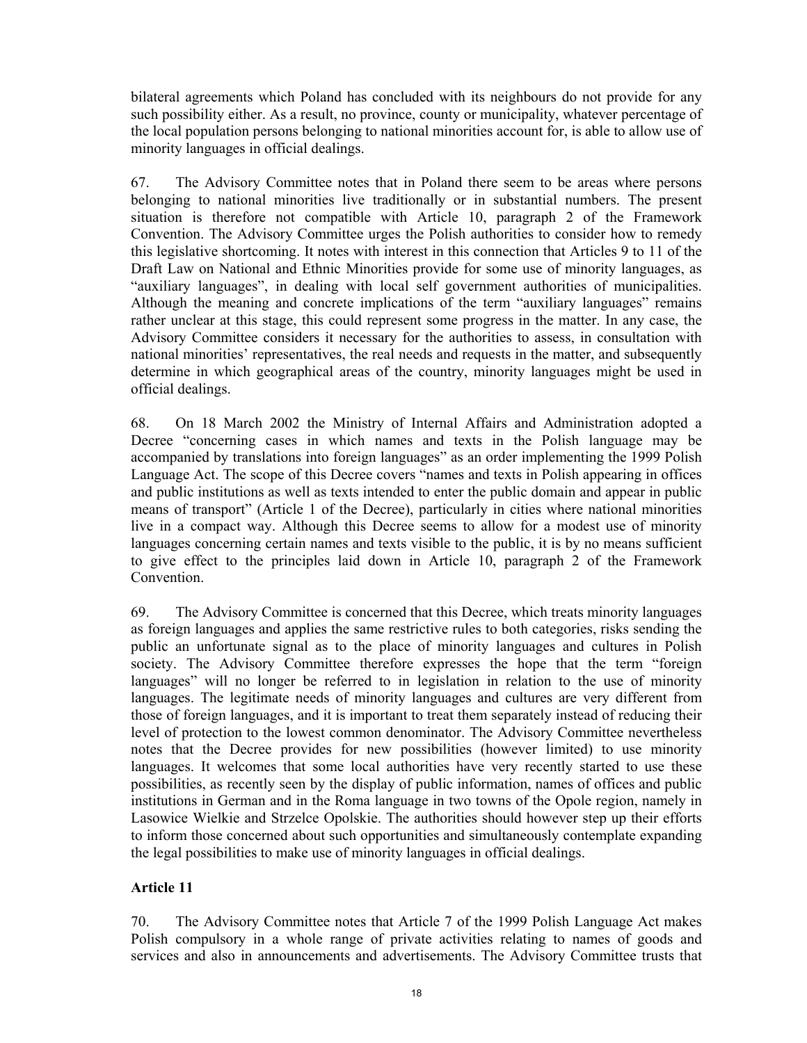bilateral agreements which Poland has concluded with its neighbours do not provide for any such possibility either. As a result, no province, county or municipality, whatever percentage of the local population persons belonging to national minorities account for, is able to allow use of minority languages in official dealings.

67. The Advisory Committee notes that in Poland there seem to be areas where persons belonging to national minorities live traditionally or in substantial numbers. The present situation is therefore not compatible with Article 10, paragraph 2 of the Framework Convention. The Advisory Committee urges the Polish authorities to consider how to remedy this legislative shortcoming. It notes with interest in this connection that Articles 9 to 11 of the Draft Law on National and Ethnic Minorities provide for some use of minority languages, as "auxiliary languages", in dealing with local self government authorities of municipalities. Although the meaning and concrete implications of the term "auxiliary languages" remains rather unclear at this stage, this could represent some progress in the matter. In any case, the Advisory Committee considers it necessary for the authorities to assess, in consultation with national minorities' representatives, the real needs and requests in the matter, and subsequently determine in which geographical areas of the country, minority languages might be used in official dealings.

68. On 18 March 2002 the Ministry of Internal Affairs and Administration adopted a Decree "concerning cases in which names and texts in the Polish language may be accompanied by translations into foreign languages" as an order implementing the 1999 Polish Language Act. The scope of this Decree covers "names and texts in Polish appearing in offices and public institutions as well as texts intended to enter the public domain and appear in public means of transport" (Article 1 of the Decree), particularly in cities where national minorities live in a compact way. Although this Decree seems to allow for a modest use of minority languages concerning certain names and texts visible to the public, it is by no means sufficient to give effect to the principles laid down in Article 10, paragraph 2 of the Framework Convention.

69. The Advisory Committee is concerned that this Decree, which treats minority languages as foreign languages and applies the same restrictive rules to both categories, risks sending the public an unfortunate signal as to the place of minority languages and cultures in Polish society. The Advisory Committee therefore expresses the hope that the term "foreign languages" will no longer be referred to in legislation in relation to the use of minority languages. The legitimate needs of minority languages and cultures are very different from those of foreign languages, and it is important to treat them separately instead of reducing their level of protection to the lowest common denominator. The Advisory Committee nevertheless notes that the Decree provides for new possibilities (however limited) to use minority languages. It welcomes that some local authorities have very recently started to use these possibilities, as recently seen by the display of public information, names of offices and public institutions in German and in the Roma language in two towns of the Opole region, namely in Lasowice Wielkie and Strzelce Opolskie. The authorities should however step up their efforts to inform those concerned about such opportunities and simultaneously contemplate expanding the legal possibilities to make use of minority languages in official dealings.

### Article 11

70. The Advisory Committee notes that Article 7 of the 1999 Polish Language Act makes Polish compulsory in a whole range of private activities relating to names of goods and services and also in announcements and advertisements. The Advisory Committee trusts that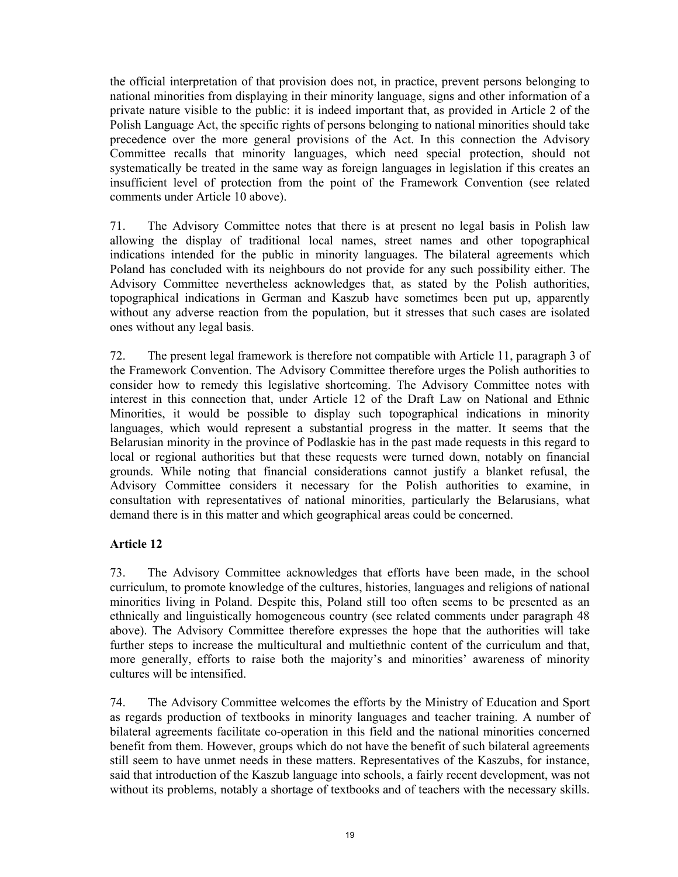the official interpretation of that provision does not, in practice, prevent persons belonging to national minorities from displaying in their minority language, signs and other information of a private nature visible to the public: it is indeed important that, as provided in Article 2 of the Polish Language Act, the specific rights of persons belonging to national minorities should take precedence over the more general provisions of the Act. In this connection the Advisory Committee recalls that minority languages, which need special protection, should not systematically be treated in the same way as foreign languages in legislation if this creates an insufficient level of protection from the point of the Framework Convention (see related comments under Article 10 above).

71. The Advisory Committee notes that there is at present no legal basis in Polish law allowing the display of traditional local names, street names and other topographical indications intended for the public in minority languages. The bilateral agreements which Poland has concluded with its neighbours do not provide for any such possibility either. The Advisory Committee nevertheless acknowledges that, as stated by the Polish authorities, topographical indications in German and Kaszub have sometimes been put up, apparently without any adverse reaction from the population, but it stresses that such cases are isolated ones without any legal basis.

72. The present legal framework is therefore not compatible with Article 11, paragraph 3 of the Framework Convention. The Advisory Committee therefore urges the Polish authorities to consider how to remedy this legislative shortcoming. The Advisory Committee notes with interest in this connection that, under Article 12 of the Draft Law on National and Ethnic Minorities, it would be possible to display such topographical indications in minority languages, which would represent a substantial progress in the matter. It seems that the Belarusian minority in the province of Podlaskie has in the past made requests in this regard to local or regional authorities but that these requests were turned down, notably on financial grounds. While noting that financial considerations cannot justify a blanket refusal, the Advisory Committee considers it necessary for the Polish authorities to examine, in consultation with representatives of national minorities, particularly the Belarusians, what demand there is in this matter and which geographical areas could be concerned.

**Article 12**

73. The Advisory Committee acknowledges that efforts have been made, in the school curriculum, to promote knowledge of the cultures, histories, languages and religions of national minorities living in Poland. Despite this, Poland still too often seems to be presented as an ethnically and linguistically homogeneous country (see related comments under paragraph 48 above). The Advisory Committee therefore expresses the hope that the authorities will take further steps to increase the multicultural and multiethnic content of the curriculum and that, more generally, efforts to raise both the majority's and minorities' awareness of minority cultures will be intensified.

74. The Advisory Committee welcomes the efforts by the Ministry of Education and Sport as regards production of textbooks in minority languages and teacher training. A number of bilateral agreements facilitate co-operation in this field and the national minorities concerned benefit from them. However, groups which do not have the benefit of such bilateral agreements still seem to have unmet needs in these matters. Representatives of the Kaszubs, for instance, said that introduction of the Kaszub language into schools, a fairly recent development, was not without its problems, notably a shortage of textbooks and of teachers with the necessary skills.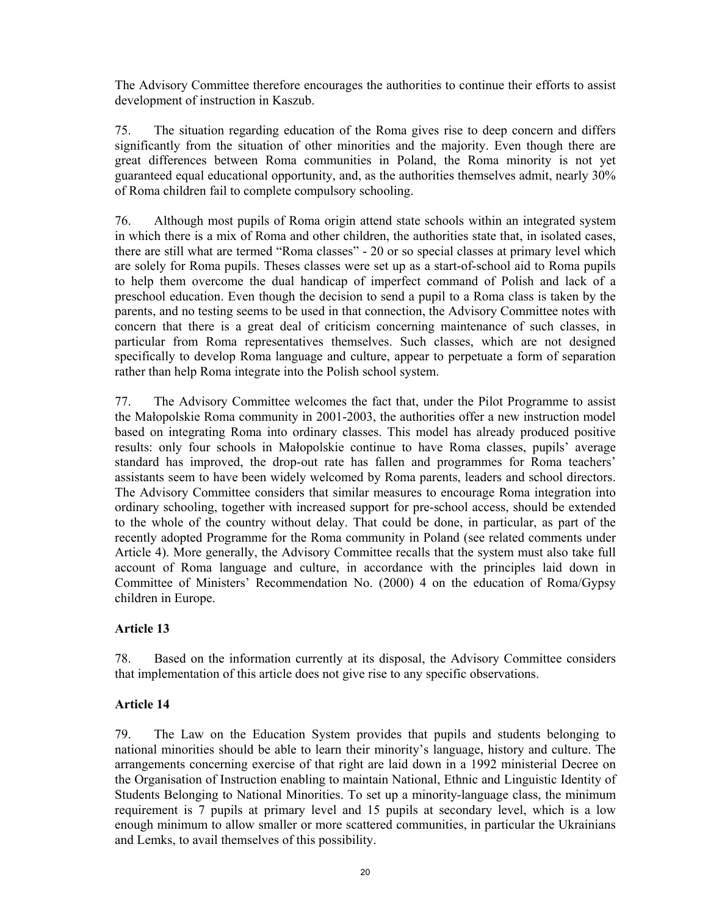The Advisory Committee therefore encourages the authorities to continue their efforts to assist development of instruction in Kaszub.

75. The situation regarding education of the Roma gives rise to deep concern and differs significantly from the situation of other minorities and the majority. Even though there are great differences between Roma communities in Poland, the Roma minority is not yet guaranteed equal educational opportunity, and, as the authorities themselves admit, nearly 30% of Roma children fail to complete compulsory schooling.

76. Although most pupils of Roma origin attend state schools within an integrated system in which there is a mix of Roma and other children, the authorities state that, in isolated cases, there are still what are termed "Roma classes" - 20 or so special classes at primary level which are solely for Roma pupils. Theses classes were set up as a start-of-school aid to Roma pupils to help them overcome the dual handicap of imperfect command of Polish and lack of a preschool education. Even though the decision to send a pupil to a Roma class is taken by the parents, and no testing seems to be used in that connection, the Advisory Committee notes with concern that there is a great deal of criticism concerning maintenance of such classes, in particular from Roma representatives themselves. Such classes, which are not designed specifically to develop Roma language and culture, appear to perpetuate a form of separation rather than help Roma integrate into the Polish school system.

77. The Advisory Committee welcomes the fact that, under the Pilot Programme to assist the Małopolskie Roma community in 2001-2003, the authorities offer a new instruction model based on integrating Roma into ordinary classes. This model has already produced positive results: only four schools in Małopolskie continue to have Roma classes, pupils' average standard has improved, the drop-out rate has fallen and programmes for Roma teachers' assistants seem to have been widely welcomed by Roma parents, leaders and school directors. The Advisory Committee considers that similar measures to encourage Roma integration into ordinary schooling, together with increased support for pre-school access, should be extended to the whole of the country without delay. That could be done, in particular, as part of the recently adopted Programme for the Roma community in Poland (see related comments under Article 4). More generally, the Advisory Committee recalls that the system must also take full account of Roma language and culture, in accordance with the principles laid down in Committee of Ministers' Recommendation No. (2000) 4 on the education of Roma/Gypsy children in Europe.

### Article 13

78. Based on the information currently at its disposal, the Advisory Committee considers that implementation of this article does not give rise to any specific observations.

### Article 14

79. The Law on the Education System provides that pupils and students belonging to national minorities should be able to learn their minority's language, history and culture. The arrangements concerning exercise of that right are laid down in a 1992 ministerial Decree on the Organisation of Instruction enabling to maintain National, Ethnic and Linguistic Identity of Students Belonging to National Minorities. To set up a minority-language class, the minimum requirement is 7 pupils at primary level and 15 pupils at secondary level, which is a low enough minimum to allow smaller or more scattered communities, in particular the Ukrainians and Lemks, to avail themselves of this possibility.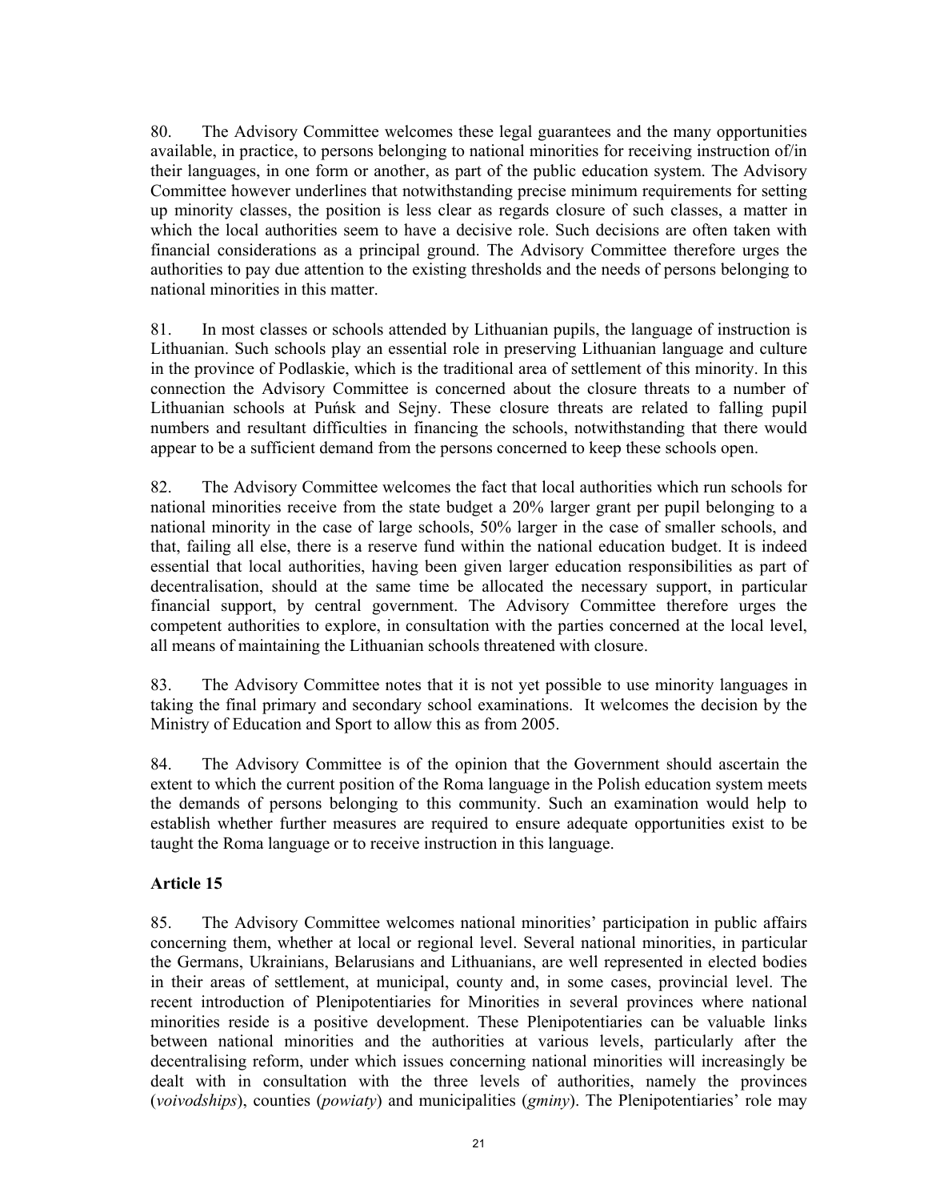80. The Advisory Committee welcomes these legal guarantees and the many opportunities available, in practice, to persons belonging to national minorities for receiving instruction of/in their languages, in one form or another, as part of the public education system. The Advisory Committee however underlines that notwithstanding precise minimum requirements for setting up minority classes, the position is less clear as regards closure of such classes, a matter in which the local authorities seem to have a decisive role. Such decisions are often taken with financial considerations as a principal ground. The Advisory Committee therefore urges the authorities to pay due attention to the existing thresholds and the needs of persons belonging to national minorities in this matter.

81. In most classes or schools attended by Lithuanian pupils, the language of instruction is Lithuanian. Such schools play an essential role in preserving Lithuanian language and culture in the province of Podlaskie, which is the traditional area of settlement of this minority. In this connection the Advisory Committee is concerned about the closure threats to a number of Lithuanian schools at Puńsk and Sejny. These closure threats are related to falling pupil numbers and resultant difficulties in financing the schools, notwithstanding that there would appear to be a sufficient demand from the persons concerned to keep these schools open.

82. The Advisory Committee welcomes the fact that local authorities which run schools for national minorities receive from the state budget a 20% larger grant per pupil belonging to a national minority in the case of large schools, 50% larger in the case of smaller schools, and that, failing all else, there is a reserve fund within the national education budget. It is indeed essential that local authorities, having been given larger education responsibilities as part of decentralisation, should at the same time be allocated the necessary support, in particular financial support, by central government. The Advisory Committee therefore urges the competent authorities to explore, in consultation with the parties concerned at the local level, all means of maintaining the Lithuanian schools threatened with closure.

83. The Advisory Committee notes that it is not yet possible to use minority languages in taking the final primary and secondary school examinations. It welcomes the decision by the Ministry of Education and Sport to allow this as from 2005.

84. The Advisory Committee is of the opinion that the Government should ascertain the extent to which the current position of the Roma language in the Polish education system meets the demands of persons belonging to this community. Such an examination would help to establish whether further measures are required to ensure adequate opportunities exist to be taught the Roma language or to receive instruction in this language.

**Article 15**

85. The Advisory Committee welcomes national minorities' participation in public affairs concerning them, whether at local or regional level. Several national minorities, in particular the Germans, Ukrainians, Belarusians and Lithuanians, are well represented in elected bodies in their areas of settlement, at municipal, county and, in some cases, provincial level. The recent introduction of Plenipotentiaries for Minorities in several provinces where national minorities reside is a positive development. These Plenipotentiaries can be valuable links between national minorities and the authorities at various levels, particularly after the decentralising reform, under which issues concerning national minorities will increasingly be dealt with in consultation with the three levels of authorities, namely the provinces (*voivodships*), counties (*powiaty*) and municipalities (*gminy*). The Plenipotentiaries' role may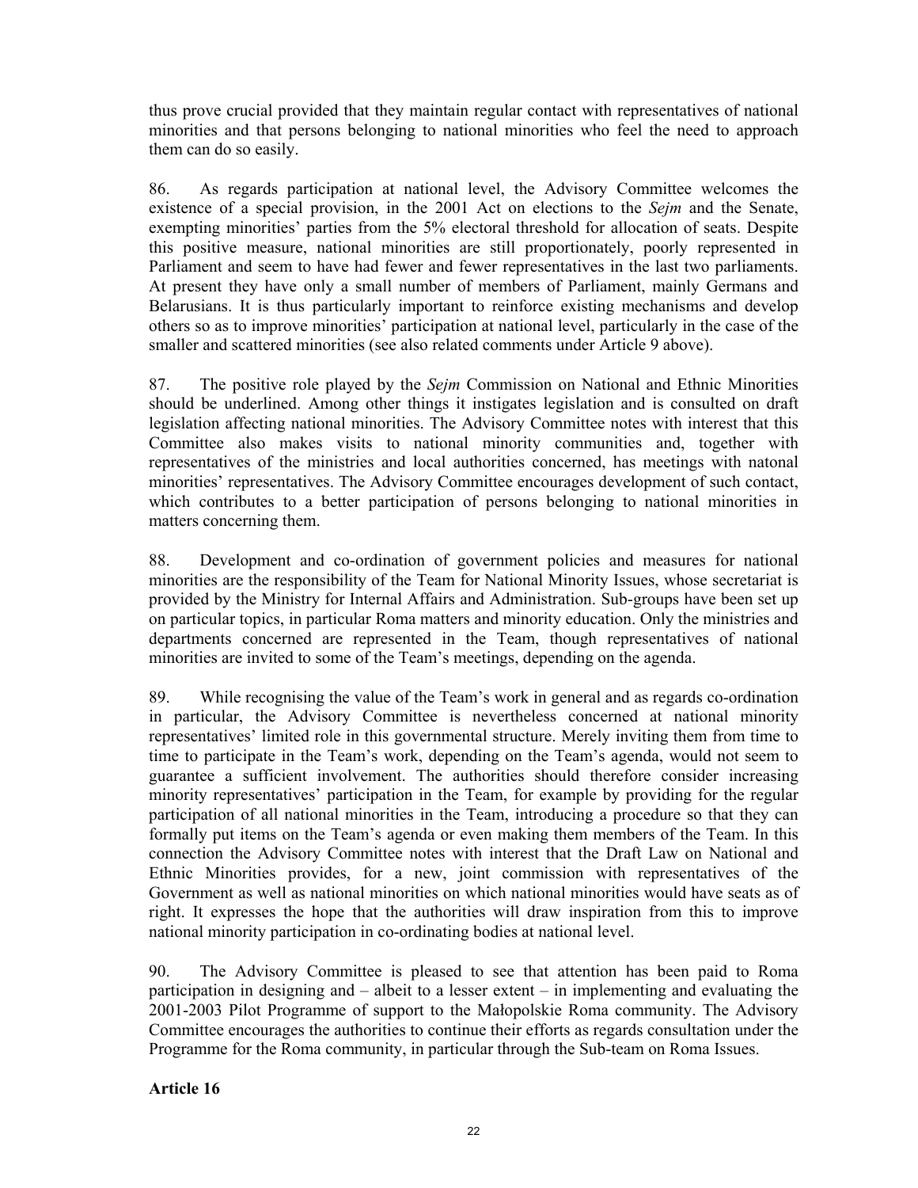thus prove crucial provided that they maintain regular contact with representatives of national minorities and that persons belonging to national minorities who feel the need to approach them can do so easily.

86. As regards participation at national level, the Advisory Committee welcomes the existence of a special provision, in the 2001 Act on elections to the *Sejm* and the Senate, exempting minorities' parties from the 5% electoral threshold for allocation of seats. Despite this positive measure, national minorities are still proportionately, poorly represented in Parliament and seem to have had fewer and fewer representatives in the last two parliaments. At present they have only a small number of members of Parliament, mainly Germans and Belarusians. It is thus particularly important to reinforce existing mechanisms and develop others so as to improve minorities' participation at national level, particularly in the case of the smaller and scattered minorities (see also related comments under Article 9 above).

87. The positive role played by the *Sejm* Commission on National and Ethnic Minorities should be underlined. Among other things it instigates legislation and is consulted on draft legislation affecting national minorities. The Advisory Committee notes with interest that this Committee also makes visits to national minority communities and, together with representatives of the ministries and local authorities concerned, has meetings with natonal minorities' representatives. The Advisory Committee encourages development of such contact, which contributes to a better participation of persons belonging to national minorities in matters concerning them.

88. Development and co-ordination of government policies and measures for national minorities are the responsibility of the Team for National Minority Issues, whose secretariat is provided by the Ministry for Internal Affairs and Administration. Sub-groups have been set up on particular topics, in particular Roma matters and minority education. Only the ministries and departments concerned are represented in the Team, though representatives of national minorities are invited to some of the Team's meetings, depending on the agenda.

89. While recognising the value of the Team's work in general and as regards co-ordination in particular, the Advisory Committee is nevertheless concerned at national minority representatives' limited role in this governmental structure. Merely inviting them from time to time to participate in the Team's work, depending on the Team's agenda, would not seem to guarantee a sufficient involvement. The authorities should therefore consider increasing minority representatives' participation in the Team, for example by providing for the regular participation of all national minorities in the Team, introducing a procedure so that they can formally put items on the Team's agenda or even making them members of the Team. In this connection the Advisory Committee notes with interest that the Draft Law on National and Ethnic Minorities provides, for a new, joint commission with representatives of the Government as well as national minorities on which national minorities would have seats as of right. It expresses the hope that the authorities will draw inspiration from this to improve national minority participation in co-ordinating bodies at national level.

90. The Advisory Committee is pleased to see that attention has been paid to Roma participation in designing and – albeit to a lesser extent – in implementing and evaluating the 2001-2003 Pilot Programme of support to the Małopolskie Roma community. The Advisory Committee encourages the authorities to continue their efforts as regards consultation under the Programme for the Roma community, in particular through the Sub-team on Roma Issues.

**Article 16**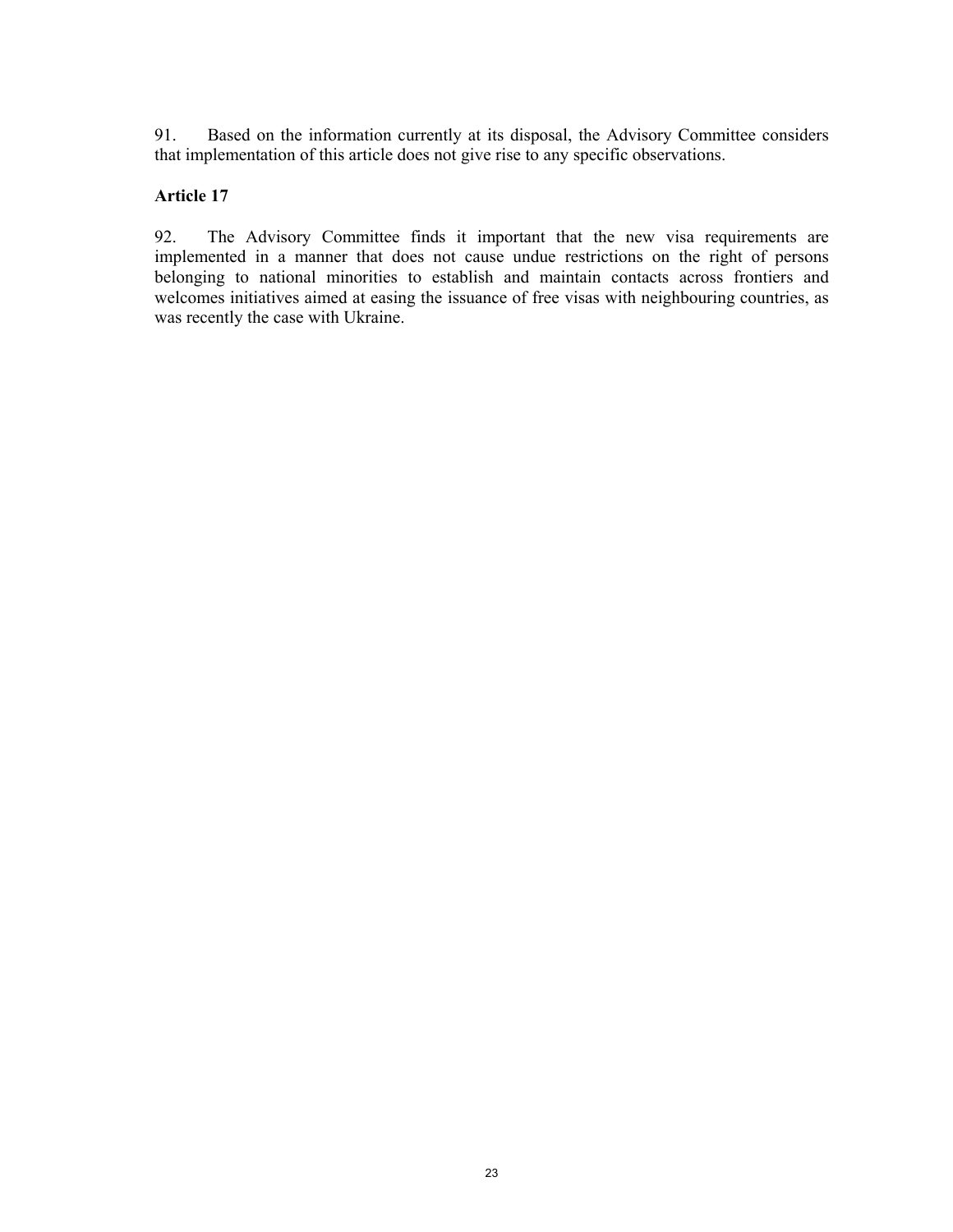91. Based on the information currently at its disposal, the Advisory Committee considers that implementation of this article does not give rise to any specific observations.

**Article 17**

92. The Advisory Committee finds it important that the new visa requirements are implemented in a manner that does not cause undue restrictions on the right of persons belonging to national minorities to establish and maintain contacts across frontiers and welcomes initiatives aimed at easing the issuance of free visas with neighbouring countries, as was recently the case with Ukraine.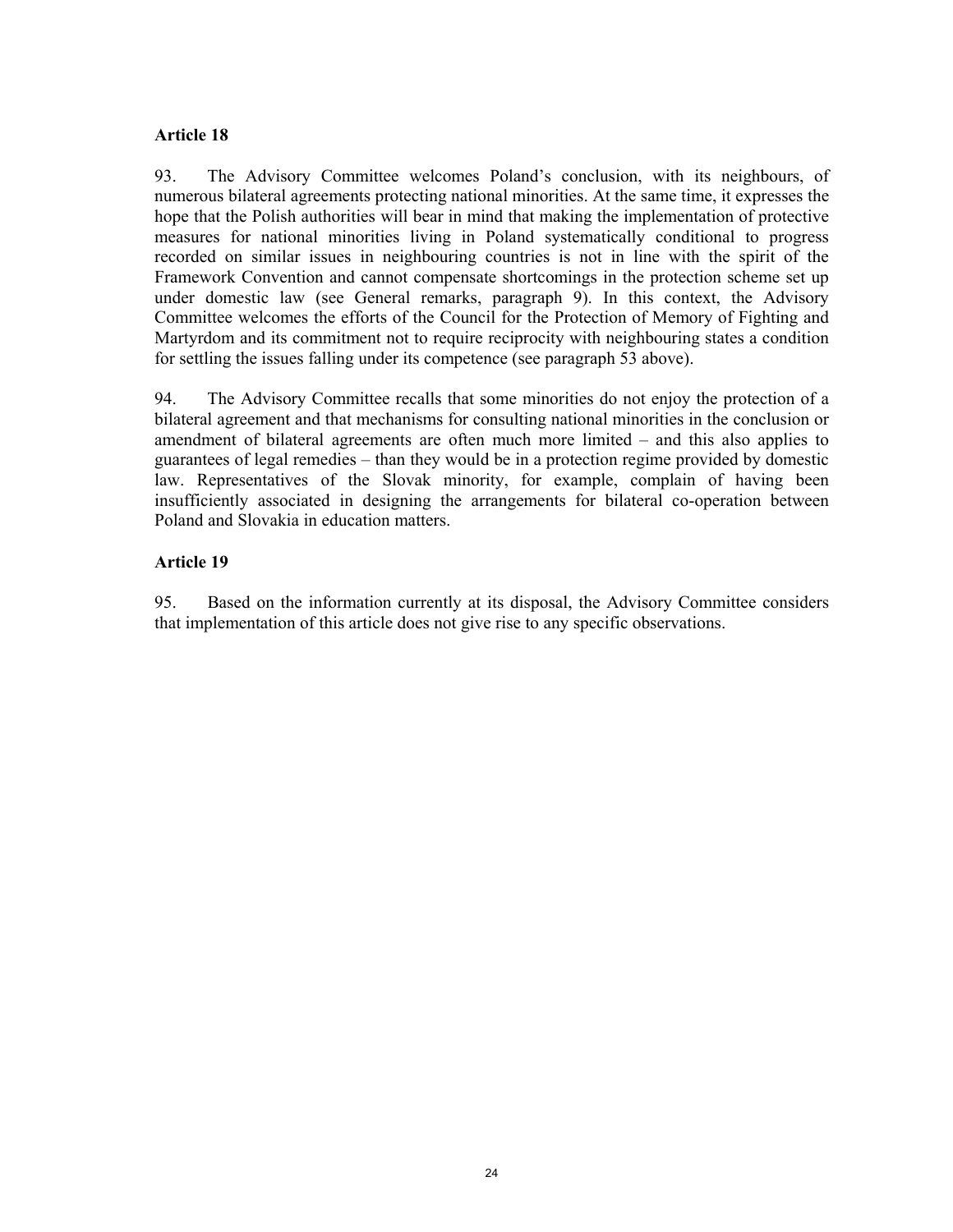**Article 18**

93. The Advisory Committee welcomes Poland's conclusion, with its neighbours, of numerous bilateral agreements protecting national minorities. At the same time, it expresses the hope that the Polish authorities will bear in mind that making the implementation of protective measures for national minorities living in Poland systematically conditional to progress recorded on similar issues in neighbouring countries is not in line with the spirit of the Framework Convention and cannot compensate shortcomings in the protection scheme set up under domestic law (see General remarks, paragraph 9). In this context, the Advisory Committee welcomes the efforts of the Council for the Protection of Memory of Fighting and Martyrdom and its commitment not to require reciprocity with neighbouring states a condition for settling the issues falling under its competence (see paragraph 53 above).

94. The Advisory Committee recalls that some minorities do not enjoy the protection of a bilateral agreement and that mechanisms for consulting national minorities in the conclusion or amendment of bilateral agreements are often much more limited – and this also applies to guarantees of legal remedies – than they would be in a protection regime provided by domestic law. Representatives of the Slovak minority, for example, complain of having been insufficiently associated in designing the arrangements for bilateral co-operation between Poland and Slovakia in education matters.

**Article 19**

95. Based on the information currently at its disposal, the Advisory Committee considers that implementation of this article does not give rise to any specific observations.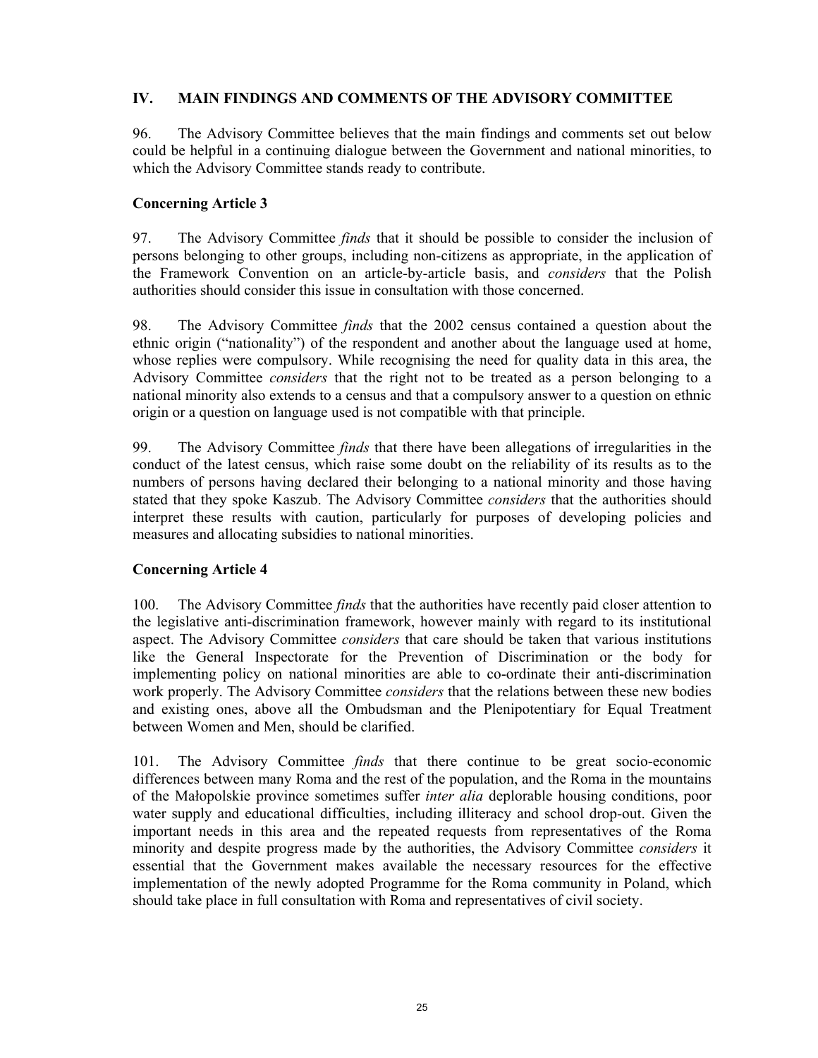## IV. MAIN FINDINGS AND COMMENTS OF THE ADVISORY COMMITTEE

96. The Advisory Committee believes that the main findings and comments set out below could be helpful in a continuing dialogue between the Government and national minorities, to which the Advisory Committee stands ready to contribute.

### Concerning Article 3

97. The Advisory Committee *finds* that it should be possible to consider the inclusion of persons belonging to other groups, including non-citizens as appropriate, in the application of the Framework Convention on an article-by-article basis, and *considers* that the Polish authorities should consider this issue in consultation with those concerned.

98. The Advisory Committee *finds* that the 2002 census contained a question about the ethnic origin ("nationality") of the respondent and another about the language used at home, whose replies were compulsory. While recognising the need for quality data in this area, the Advisory Committee *considers* that the right not to be treated as a person belonging to a national minority also extends to a census and that a compulsory answer to a question on ethnic origin or a question on language used is not compatible with that principle.

99. The Advisory Committee *finds* that there have been allegations of irregularities in the conduct of the latest census, which raise some doubt on the reliability of its results as to the numbers of persons having declared their belonging to a national minority and those having stated that they spoke Kaszub. The Advisory Committee *considers* that the authorities should interpret these results with caution, particularly for purposes of developing policies and measures and allocating subsidies to national minorities.

### Concerning Article 4

100. The Advisory Committee *finds* that the authorities have recently paid closer attention to the legislative anti-discrimination framework, however mainly with regard to its institutional aspect. The Advisory Committee *considers* that care should be taken that various institutions like the General Inspectorate for the Prevention of Discrimination or the body for implementing policy on national minorities are able to co-ordinate their anti-discrimination work properly. The Advisory Committee *considers* that the relations between these new bodies and existing ones, above all the Ombudsman and the Plenipotentiary for Equal Treatment between Women and Men, should be clarified.

101. The Advisory Committee *finds* that there continue to be great socio-economic differences between many Roma and the rest of the population, and the Roma in the mountains of the Małopolskie province sometimes suffer *inter alia* deplorable housing conditions, poor water supply and educational difficulties, including illiteracy and school drop-out. Given the important needs in this area and the repeated requests from representatives of the Roma minority and despite progress made by the authorities, the Advisory Committee *considers* it essential that the Government makes available the necessary resources for the effective implementation of the newly adopted Programme for the Roma community in Poland, which should take place in full consultation with Roma and representatives of civil society.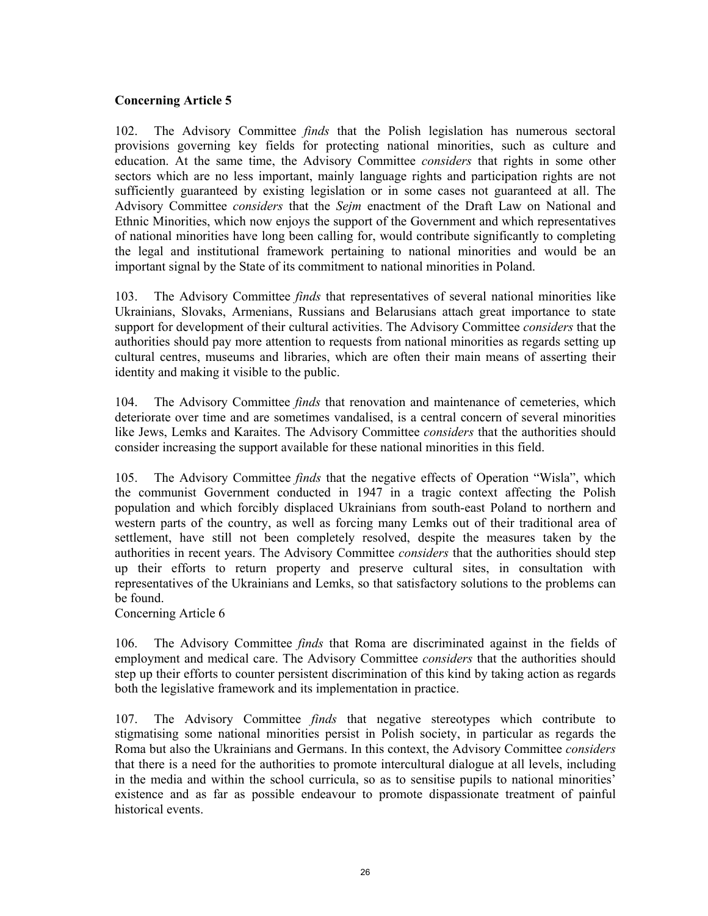**Concerning Article 5**

102. The Advisory Committee *finds* that the Polish legislation has numerous sectoral provisions governing key fields for protecting national minorities, such as culture and education. At the same time, the Advisory Committee *considers* that rights in some other sectors which are no less important, mainly language rights and participation rights are not sufficiently guaranteed by existing legislation or in some cases not guaranteed at all. The Advisory Committee *considers* that the *Sejm* enactment of the Draft Law on National and Ethnic Minorities, which now enjoys the support of the Government and which representatives of national minorities have long been calling for, would contribute significantly to completing the legal and institutional framework pertaining to national minorities and would be an important signal by the State of its commitment to national minorities in Poland.

103. The Advisory Committee *finds* that representatives of several national minorities like Ukrainians, Slovaks, Armenians, Russians and Belarusians attach great importance to state support for development of their cultural activities. The Advisory Committee *considers* that the authorities should pay more attention to requests from national minorities as regards setting up cultural centres, museums and libraries, which are often their main means of asserting their identity and making it visible to the public.

104. The Advisory Committee *finds* that renovation and maintenance of cemeteries, which deteriorate over time and are sometimes vandalised, is a central concern of several minorities like Jews, Lemks and Karaites. The Advisory Committee *considers* that the authorities should consider increasing the support available for these national minorities in this field.

105. The Advisory Committee *finds* that the negative effects of Operation "Wisla", which the communist Government conducted in 1947 in a tragic context affecting the Polish population and which forcibly displaced Ukrainians from south-east Poland to northern and western parts of the country, as well as forcing many Lemks out of their traditional area of settlement, have still not been completely resolved, despite the measures taken by the authorities in recent years. The Advisory Committee *considers* that the authorities should step up their efforts to return property and preserve cultural sites, in consultation with representatives of the Ukrainians and Lemks, so that satisfactory solutions to the problems can be found.

Concerning Article 6

106. The Advisory Committee *finds* that Roma are discriminated against in the fields of employment and medical care. The Advisory Committee *considers* that the authorities should step up their efforts to counter persistent discrimination of this kind by taking action as regards both the legislative framework and its implementation in practice.

107. The Advisory Committee *finds* that negative stereotypes which contribute to stigmatising some national minorities persist in Polish society, in particular as regards the Roma but also the Ukrainians and Germans. In this context, the Advisory Committee *considers* that there is a need for the authorities to promote intercultural dialogue at all levels, including in the media and within the school curricula, so as to sensitise pupils to national minorities' existence and as far as possible endeavour to promote dispassionate treatment of painful historical events.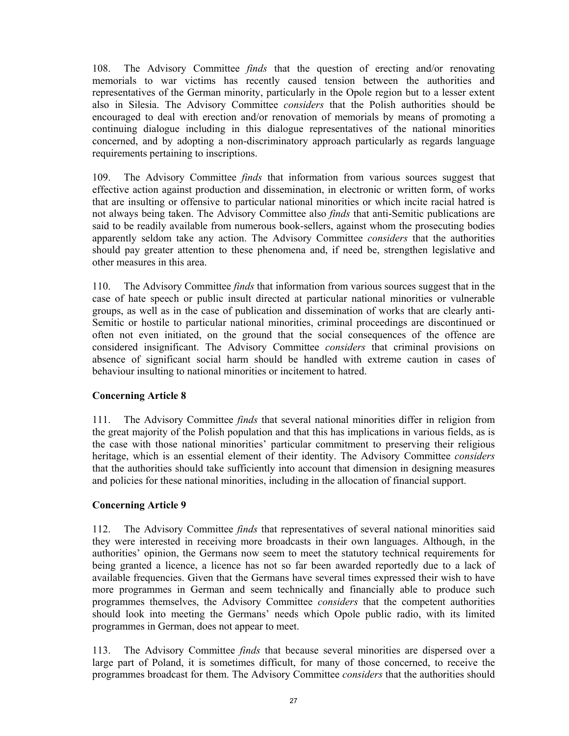108. The Advisory Committee *finds* that the question of erecting and/or renovating memorials to war victims has recently caused tension between the authorities and representatives of the German minority, particularly in the Opole region but to a lesser extent also in Silesia. The Advisory Committee *considers* that the Polish authorities should be encouraged to deal with erection and/or renovation of memorials by means of promoting a continuing dialogue including in this dialogue representatives of the national minorities concerned, and by adopting a non-discriminatory approach particularly as regards language requirements pertaining to inscriptions.

109. The Advisory Committee *finds* that information from various sources suggest that effective action against production and dissemination, in electronic or written form, of works that are insulting or offensive to particular national minorities or which incite racial hatred is not always being taken. The Advisory Committee also *finds* that anti-Semitic publications are said to be readily available from numerous book-sellers, against whom the prosecuting bodies apparently seldom take any action. The Advisory Committee *considers* that the authorities should pay greater attention to these phenomena and, if need be, strengthen legislative and other measures in this area.

110. The Advisory Committee *finds* that information from various sources suggest that in the case of hate speech or public insult directed at particular national minorities or vulnerable groups, as well as in the case of publication and dissemination of works that are clearly anti-Semitic or hostile to particular national minorities, criminal proceedings are discontinued or often not even initiated, on the ground that the social consequences of the offence are considered insignificant. The Advisory Committee *considers* that criminal provisions on absence of significant social harm should be handled with extreme caution in cases of behaviour insulting to national minorities or incitement to hatred.

**Concerning Article 8**

111. The Advisory Committee *finds* that several national minorities differ in religion from the great majority of the Polish population and that this has implications in various fields, as is the case with those national minorities' particular commitment to preserving their religious heritage, which is an essential element of their identity. The Advisory Committee *considers* that the authorities should take sufficiently into account that dimension in designing measures and policies for these national minorities, including in the allocation of financial support.

**Concerning Article 9**

112. The Advisory Committee *finds* that representatives of several national minorities said they were interested in receiving more broadcasts in their own languages. Although, in the authorities' opinion, the Germans now seem to meet the statutory technical requirements for being granted a licence, a licence has not so far been awarded reportedly due to a lack of available frequencies. Given that the Germans have several times expressed their wish to have more programmes in German and seem technically and financially able to produce such programmes themselves, the Advisory Committee *considers* that the competent authorities should look into meeting the Germans' needs which Opole public radio, with its limited programmes in German, does not appear to meet.

113. The Advisory Committee *finds* that because several minorities are dispersed over a large part of Poland, it is sometimes difficult, for many of those concerned, to receive the programmes broadcast for them. The Advisory Committee *considers* that the authorities should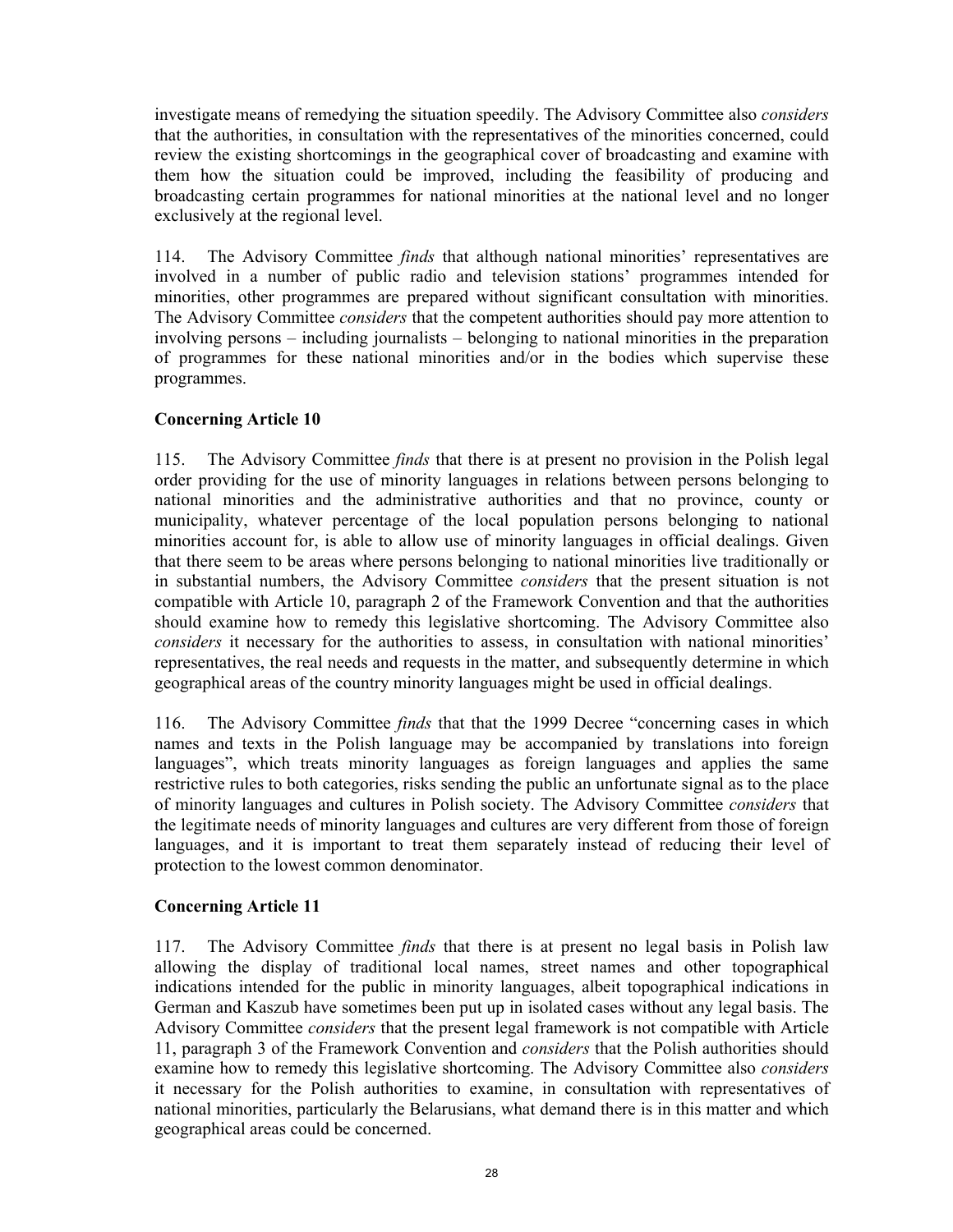investigate means of remedying the situation speedily. The Advisory Committee also *considers* that the authorities, in consultation with the representatives of the minorities concerned, could review the existing shortcomings in the geographical cover of broadcasting and examine with them how the situation could be improved, including the feasibility of producing and broadcasting certain programmes for national minorities at the national level and no longer exclusively at the regional level.

114. The Advisory Committee *finds* that although national minorities' representatives are involved in a number of public radio and television stations' programmes intended for minorities, other programmes are prepared without significant consultation with minorities. The Advisory Committee *considers* that the competent authorities should pay more attention to involving persons – including journalists – belonging to national minorities in the preparation of programmes for these national minorities and/or in the bodies which supervise these programmes.

**Concerning Article 10**

115. The Advisory Committee *finds* that there is at present no provision in the Polish legal order providing for the use of minority languages in relations between persons belonging to national minorities and the administrative authorities and that no province, county or municipality, whatever percentage of the local population persons belonging to national minorities account for, is able to allow use of minority languages in official dealings. Given that there seem to be areas where persons belonging to national minorities live traditionally or in substantial numbers, the Advisory Committee *considers* that the present situation is not compatible with Article 10, paragraph 2 of the Framework Convention and that the authorities should examine how to remedy this legislative shortcoming. The Advisory Committee also *considers* it necessary for the authorities to assess, in consultation with national minorities' representatives, the real needs and requests in the matter, and subsequently determine in which geographical areas of the country minority languages might be used in official dealings.

116. The Advisory Committee *finds* that that the 1999 Decree "concerning cases in which names and texts in the Polish language may be accompanied by translations into foreign languages", which treats minority languages as foreign languages and applies the same restrictive rules to both categories, risks sending the public an unfortunate signal as to the place of minority languages and cultures in Polish society. The Advisory Committee *considers* that the legitimate needs of minority languages and cultures are very different from those of foreign languages, and it is important to treat them separately instead of reducing their level of protection to the lowest common denominator.

**Concerning Article 11**

117. The Advisory Committee *finds* that there is at present no legal basis in Polish law allowing the display of traditional local names, street names and other topographical indications intended for the public in minority languages, albeit topographical indications in German and Kaszub have sometimes been put up in isolated cases without any legal basis. The Advisory Committee *considers* that the present legal framework is not compatible with Article 11, paragraph 3 of the Framework Convention and *considers* that the Polish authorities should examine how to remedy this legislative shortcoming. The Advisory Committee also *considers* it necessary for the Polish authorities to examine, in consultation with representatives of national minorities, particularly the Belarusians, what demand there is in this matter and which geographical areas could be concerned.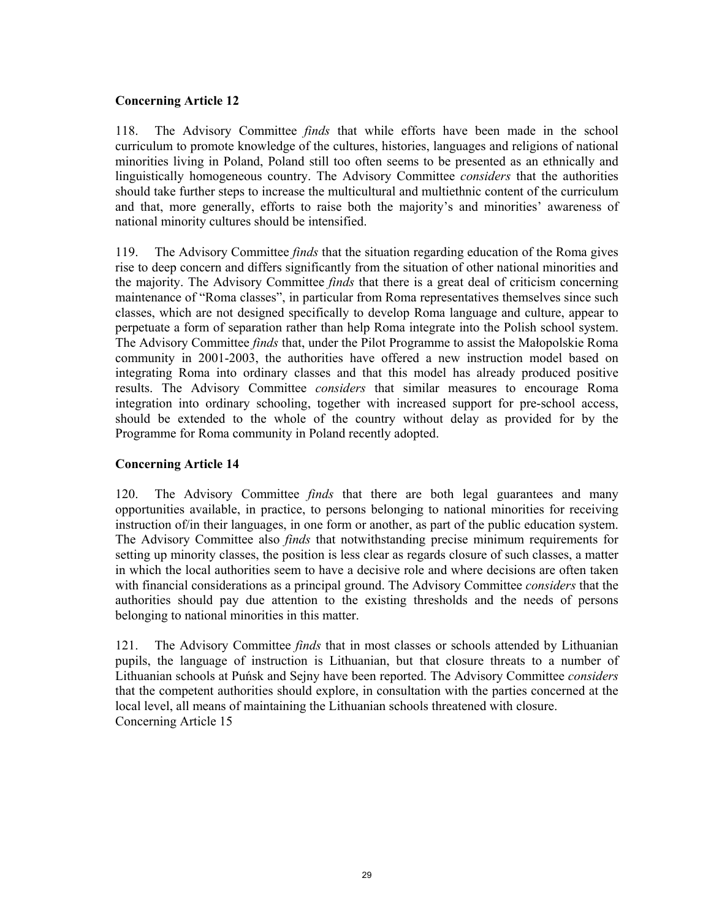**Concerning Article 12**

118. The Advisory Committee *finds* that while efforts have been made in the school curriculum to promote knowledge of the cultures, histories, languages and religions of national minorities living in Poland, Poland still too often seems to be presented as an ethnically and linguistically homogeneous country. The Advisory Committee *considers* that the authorities should take further steps to increase the multicultural and multiethnic content of the curriculum and that, more generally, efforts to raise both the majority's and minorities' awareness of national minority cultures should be intensified.

119. The Advisory Committee *finds* that the situation regarding education of the Roma gives rise to deep concern and differs significantly from the situation of other national minorities and the majority. The Advisory Committee *finds* that there is a great deal of criticism concerning maintenance of "Roma classes", in particular from Roma representatives themselves since such classes, which are not designed specifically to develop Roma language and culture, appear to perpetuate a form of separation rather than help Roma integrate into the Polish school system. The Advisory Committee *finds* that, under the Pilot Programme to assist the Małopolskie Roma community in 2001-2003, the authorities have offered a new instruction model based on integrating Roma into ordinary classes and that this model has already produced positive results. The Advisory Committee *considers* that similar measures to encourage Roma integration into ordinary schooling, together with increased support for pre-school access, should be extended to the whole of the country without delay as provided for by the Programme for Roma community in Poland recently adopted.

**Concerning Article 14**

120. The Advisory Committee *finds* that there are both legal guarantees and many opportunities available, in practice, to persons belonging to national minorities for receiving instruction of/in their languages, in one form or another, as part of the public education system. The Advisory Committee also *finds* that notwithstanding precise minimum requirements for setting up minority classes, the position is less clear as regards closure of such classes, a matter in which the local authorities seem to have a decisive role and where decisions are often taken with financial considerations as a principal ground. The Advisory Committee *considers* that the authorities should pay due attention to the existing thresholds and the needs of persons belonging to national minorities in this matter.

121. The Advisory Committee *finds* that in most classes or schools attended by Lithuanian pupils, the language of instruction is Lithuanian, but that closure threats to a number of Lithuanian schools at Puńsk and Sejny have been reported. The Advisory Committee *considers* that the competent authorities should explore, in consultation with the parties concerned at the local level, all means of maintaining the Lithuanian schools threatened with closure.

Concerning Article 15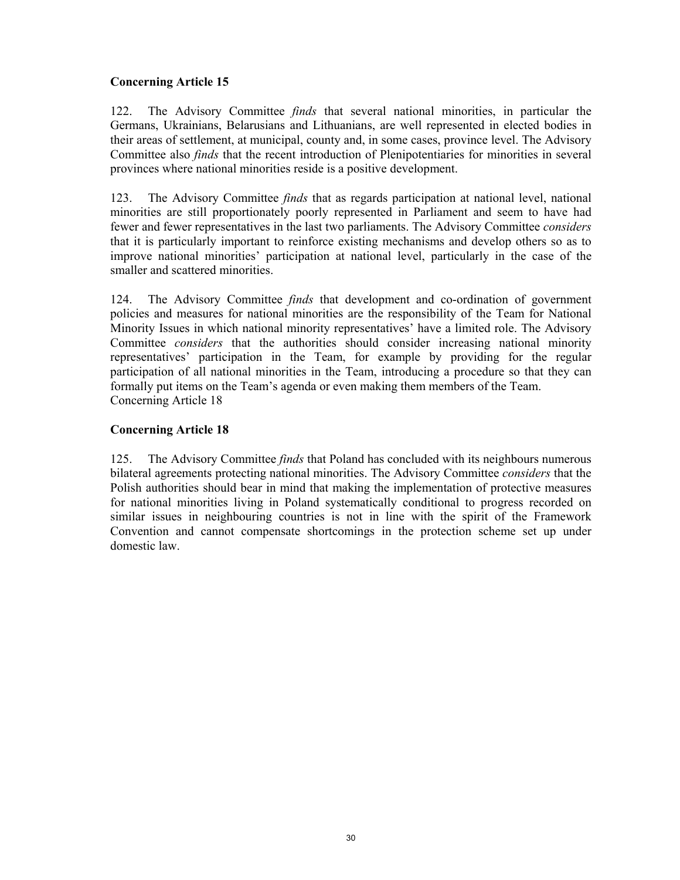**Concerning Article 15**

122. The Advisory Committee *finds* that several national minorities, in particular the Germans, Ukrainians, Belarusians and Lithuanians, are well represented in elected bodies in their areas of settlement, at municipal, county and, in some cases, province level. The Advisory Committee also *finds* that the recent introduction of Plenipotentiaries for minorities in several provinces where national minorities reside is a positive development.

123. The Advisory Committee *finds* that as regards participation at national level, national minorities are still proportionately poorly represented in Parliament and seem to have had fewer and fewer representatives in the last two parliaments. The Advisory Committee *considers* that it is particularly important to reinforce existing mechanisms and develop others so as to improve national minorities' participation at national level, particularly in the case of the smaller and scattered minorities.

124. The Advisory Committee *finds* that development and co-ordination of government policies and measures for national minorities are the responsibility of the Team for National Minority Issues in which national minority representatives' have a limited role. The Advisory Committee *considers* that the authorities should consider increasing national minority representatives' participation in the Team, for example by providing for the regular participation of all national minorities in the Team, introducing a procedure so that they can formally put items on the Team's agenda or even making them members of the Team.
Concerning Article 18

**Concerning Article 18**

125. The Advisory Committee *finds* that Poland has concluded with its neighbours numerous bilateral agreements protecting national minorities. The Advisory Committee *considers* that the Polish authorities should bear in mind that making the implementation of protective measures for national minorities living in Poland systematically conditional to progress recorded on similar issues in neighbouring countries is not in line with the spirit of the Framework Convention and cannot compensate shortcomings in the protection scheme set up under domestic law.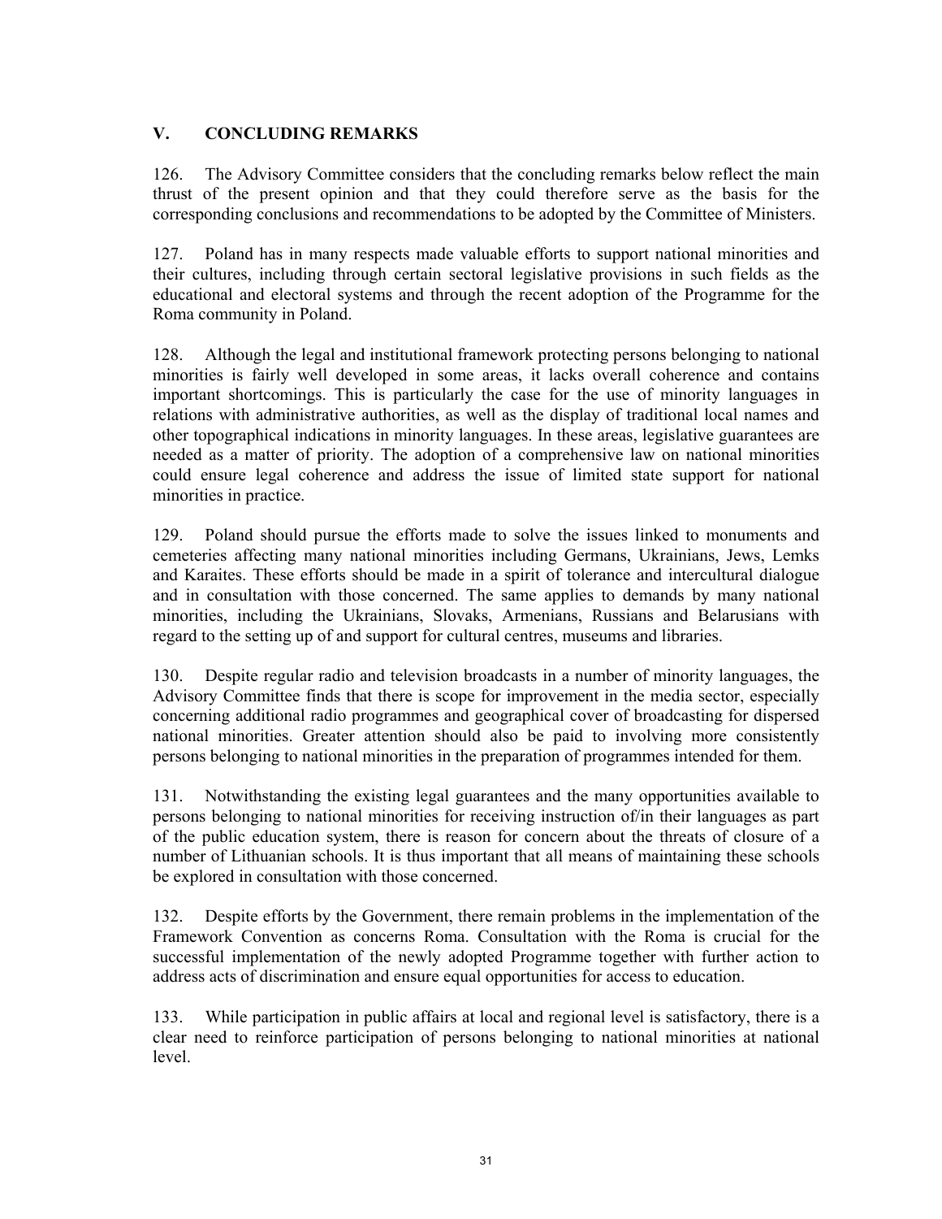## V. CONCLUDING REMARKS

126. The Advisory Committee considers that the concluding remarks below reflect the main thrust of the present opinion and that they could therefore serve as the basis for the corresponding conclusions and recommendations to be adopted by the Committee of Ministers.

127. Poland has in many respects made valuable efforts to support national minorities and their cultures, including through certain sectoral legislative provisions in such fields as the educational and electoral systems and through the recent adoption of the Programme for the Roma community in Poland.

128. Although the legal and institutional framework protecting persons belonging to national minorities is fairly well developed in some areas, it lacks overall coherence and contains important shortcomings. This is particularly the case for the use of minority languages in relations with administrative authorities, as well as the display of traditional local names and other topographical indications in minority languages. In these areas, legislative guarantees are needed as a matter of priority. The adoption of a comprehensive law on national minorities could ensure legal coherence and address the issue of limited state support for national minorities in practice.

129. Poland should pursue the efforts made to solve the issues linked to monuments and cemeteries affecting many national minorities including Germans, Ukrainians, Jews, Lemks and Karaites. These efforts should be made in a spirit of tolerance and intercultural dialogue and in consultation with those concerned. The same applies to demands by many national minorities, including the Ukrainians, Slovaks, Armenians, Russians and Belarusians with regard to the setting up of and support for cultural centres, museums and libraries.

130. Despite regular radio and television broadcasts in a number of minority languages, the Advisory Committee finds that there is scope for improvement in the media sector, especially concerning additional radio programmes and geographical cover of broadcasting for dispersed national minorities. Greater attention should also be paid to involving more consistently persons belonging to national minorities in the preparation of programmes intended for them.

131. Notwithstanding the existing legal guarantees and the many opportunities available to persons belonging to national minorities for receiving instruction of/in their languages as part of the public education system, there is reason for concern about the threats of closure of a number of Lithuanian schools. It is thus important that all means of maintaining these schools be explored in consultation with those concerned.

132. Despite efforts by the Government, there remain problems in the implementation of the Framework Convention as concerns Roma. Consultation with the Roma is crucial for the successful implementation of the newly adopted Programme together with further action to address acts of discrimination and ensure equal opportunities for access to education.

133. While participation in public affairs at local and regional level is satisfactory, there is a clear need to reinforce participation of persons belonging to national minorities at national level.